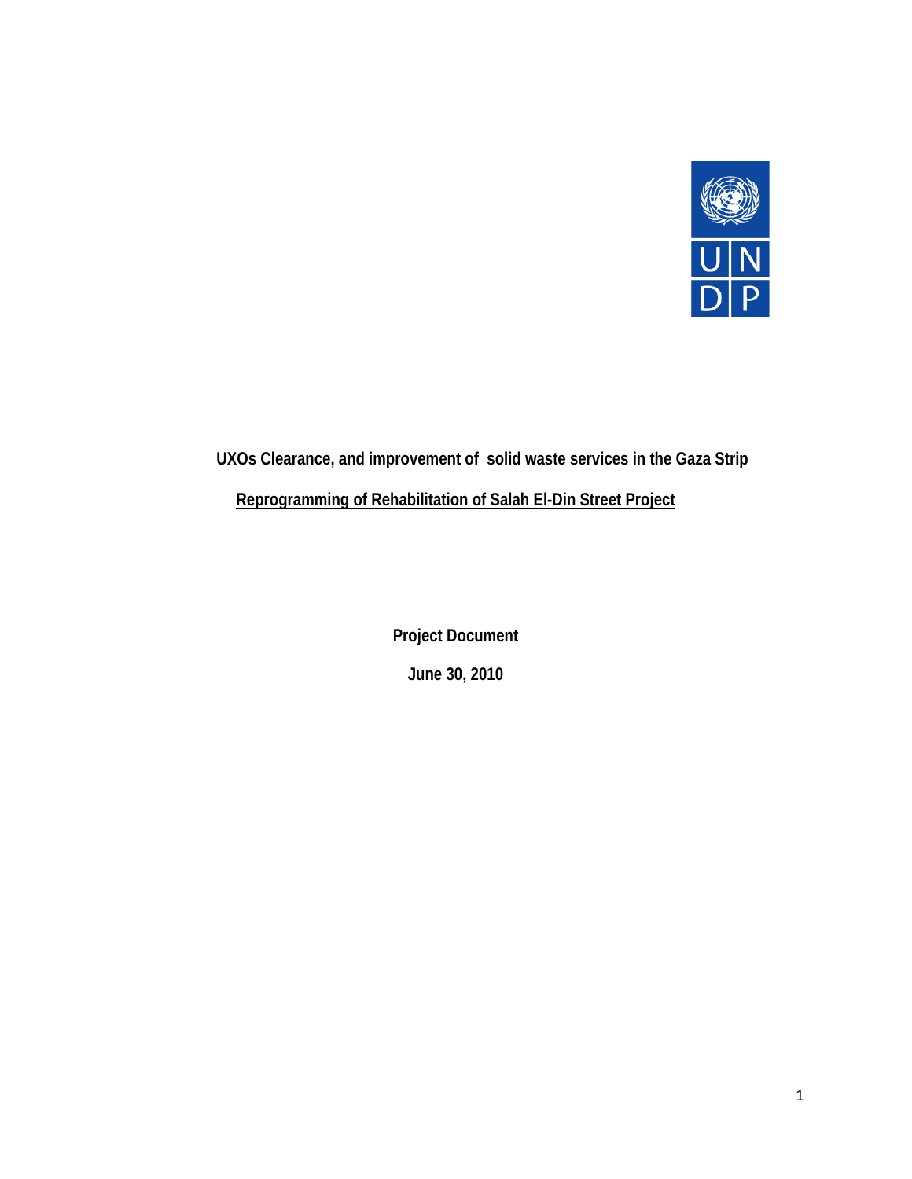**UXOs Clearance, and improvement of solid waste services in the Gaza Strip**

**Reprogramming of Rehabilitation of Salah El-Din Street Project**

**Project Document**

**June 30, 2010**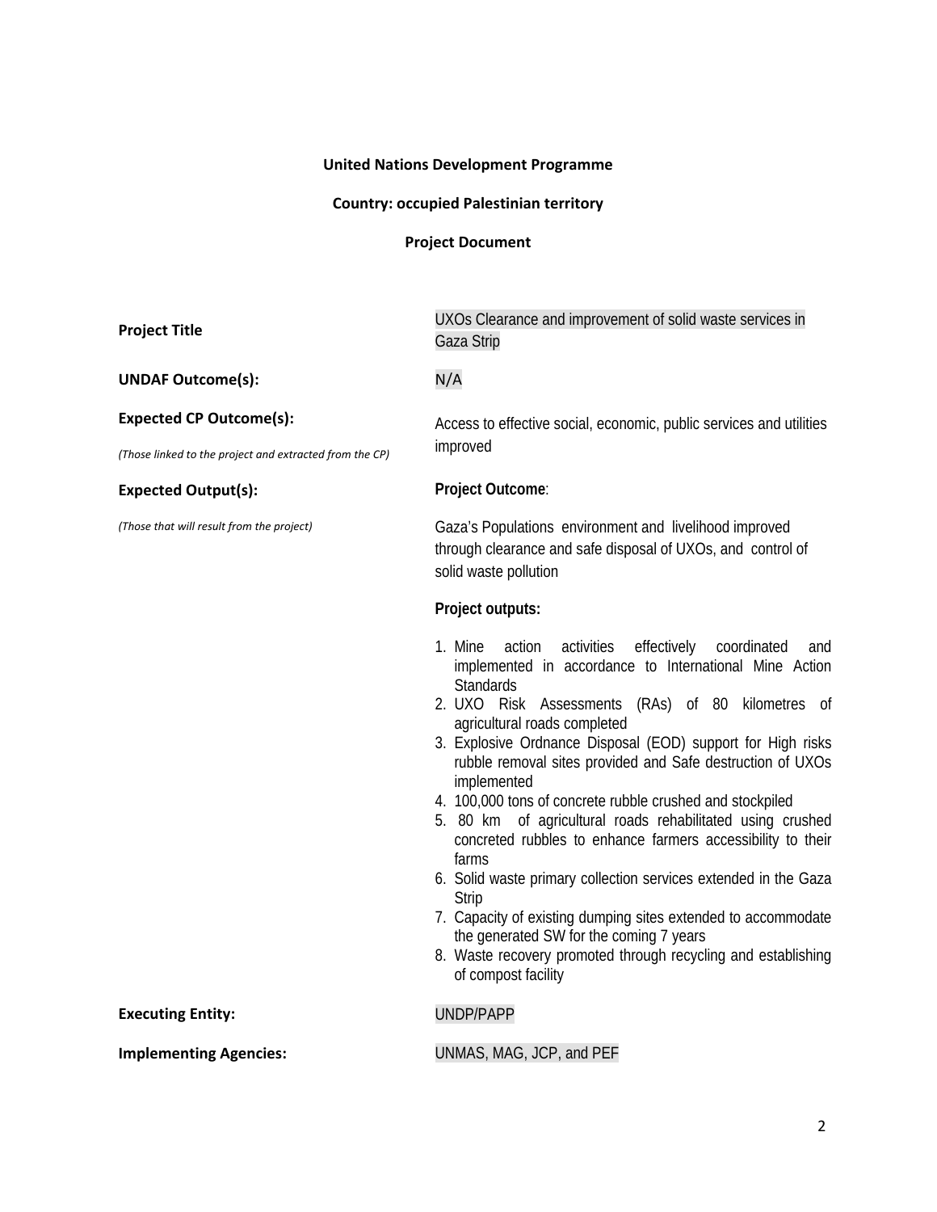**United Nations Development Programme**

**Country: occupied Palestinian territory**

**Project Document**

| | |
|---|---|
| **Project Title** | UXOs Clearance and improvement of solid waste services in Gaza Strip |
| **UNDAF Outcome(s):** | N/A |
| **Expected CP Outcome(s):** *(Those linked to the project and extracted from the CP)* | Access to effective social, economic, public services and utilities improved |
| **Expected Output(s):** *(Those that will result from the project)* | **Project Outcome**: Gaza's Populations environment and livelihood improved through clearance and safe disposal of UXOs, and control of solid waste pollution<br><br>**Project outputs:**<br>1. Mine action activities effectively coordinated and implemented in accordance to International Mine Action Standards<br>2. UXO Risk Assessments (RAs) of 80 kilometres of agricultural roads completed<br>3. Explosive Ordnance Disposal (EOD) support for High risks rubble removal sites provided and Safe destruction of UXOs implemented<br>4. 100,000 tons of concrete rubble crushed and stockpiled<br>5. 80 km of agricultural roads rehabilitated using crushed concreted rubbles to enhance farmers accessibility to their farms<br>6. Solid waste primary collection services extended in the Gaza Strip<br>7. Capacity of existing dumping sites extended to accommodate the generated SW for the coming 7 years<br>8. Waste recovery promoted through recycling and establishing of compost facility |
| **Executing Entity:** | UNDP/PAPP |
| **Implementing Agencies:** | UNMAS, MAG, JCP, and PEF |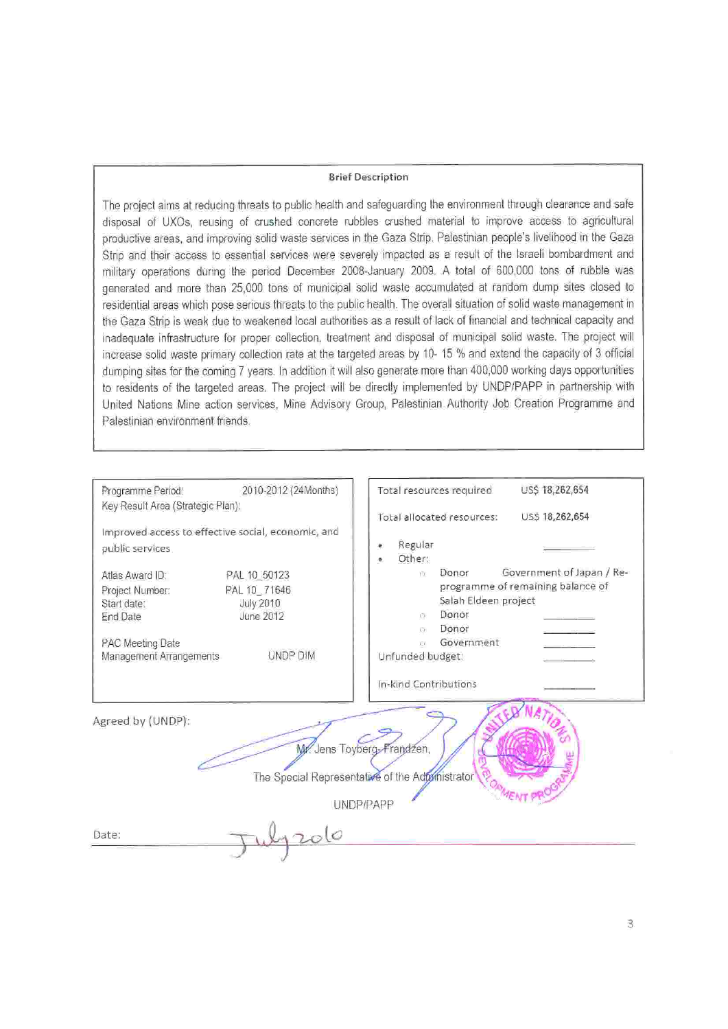## Brief Description

The project aims at reducing threats to public health and safeguarding the environment through clearance and safe disposal of UXOs, reusing of crushed concrete rubbles crushed material to improve access to agricultural productive areas, and improving solid waste services in the Gaza Strip. Palestinian people's livelihood in the Gaza Strip and their access to essential services were severely impacted as a result of the Israeli bombardment and military operations during the period December 2008-January 2009. A total of 600,000 tons of rubble was generated and more than 25,000 tons of municipal solid waste accumulated at random dump sites closed to residential areas which pose serious threats to the public health. The overall situation of solid waste management in the Gaza Strip is weak due to weakened local authorities as a result of lack of financial and technical capacity and inadequate infrastructure for proper collection, treatment and disposal of municipal solid waste. The project will increase solid waste primary collection rate at the targeted areas by 10- 15 % and extend the capacity of 3 official dumping sites for the coming 7 years. In addition it will also generate more than 400,000 working days opportunities to residents of the targeted areas. The project will be directly implemented by UNDP/PAPP in partnership with United Nations Mine action services, Mine Advisory Group, Palestinian Authority Job Creation Programme and Palestinian environment friends.

| | |
|---|---|
| Programme Period: | 2010-2012 (24Months) |
| Key Result Area (Strategic Plan): | |
| Improved access to effective social, economic, and public services | |
| Atlas Award ID: | PAL 10_50123 |
| Project Number: | PAL 10_ 71646 |
| Start date: | July 2010 |
| End Date | June 2012 |
| PAC Meeting Date | |
| Management Arrangements | UNDP DIM |

| | |
|---|---|
| Total resources required | US$ 18,262,654 |
| Total allocated resources: | US$ 18,262,654 |
| • Regular | _______ |
| • Other: | |
| ○ Donor | Government of Japan / Re-programme of remaining balance of Salah Eldeen project |
| ○ Donor | _______ |
| ○ Donor | _______ |
| ○ Government | _______ |
| Unfunded budget: | _______ |
| In-kind Contributions | _______ |

Agreed by (UNDP):

Mr. Jens Toyberg-Frandzen,

The Special Representative of the Administrator

UNDP/PAPP

Date: July 2010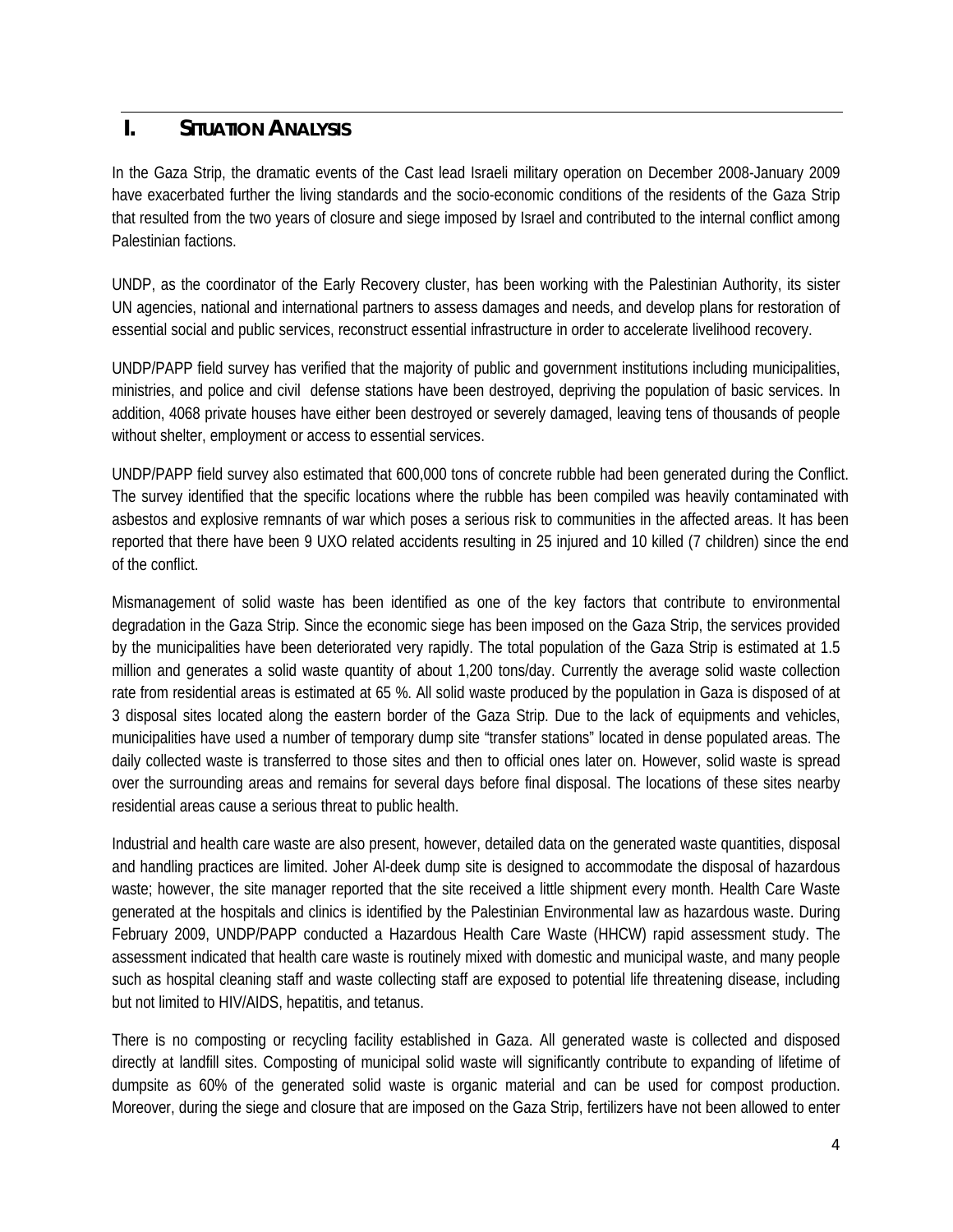# I. SITUATION ANALYSIS

In the Gaza Strip, the dramatic events of the Cast lead Israeli military operation on December 2008-January 2009 have exacerbated further the living standards and the socio-economic conditions of the residents of the Gaza Strip that resulted from the two years of closure and siege imposed by Israel and contributed to the internal conflict among Palestinian factions.

UNDP, as the coordinator of the Early Recovery cluster, has been working with the Palestinian Authority, its sister UN agencies, national and international partners to assess damages and needs, and develop plans for restoration of essential social and public services, reconstruct essential infrastructure in order to accelerate livelihood recovery.

UNDP/PAPP field survey has verified that the majority of public and government institutions including municipalities, ministries, and police and civil defense stations have been destroyed, depriving the population of basic services. In addition, 4068 private houses have either been destroyed or severely damaged, leaving tens of thousands of people without shelter, employment or access to essential services.

UNDP/PAPP field survey also estimated that 600,000 tons of concrete rubble had been generated during the Conflict. The survey identified that the specific locations where the rubble has been compiled was heavily contaminated with asbestos and explosive remnants of war which poses a serious risk to communities in the affected areas. It has been reported that there have been 9 UXO related accidents resulting in 25 injured and 10 killed (7 children) since the end of the conflict.

Mismanagement of solid waste has been identified as one of the key factors that contribute to environmental degradation in the Gaza Strip. Since the economic siege has been imposed on the Gaza Strip, the services provided by the municipalities have been deteriorated very rapidly. The total population of the Gaza Strip is estimated at 1.5 million and generates a solid waste quantity of about 1,200 tons/day. Currently the average solid waste collection rate from residential areas is estimated at 65 %. All solid waste produced by the population in Gaza is disposed of at 3 disposal sites located along the eastern border of the Gaza Strip. Due to the lack of equipments and vehicles, municipalities have used a number of temporary dump site "transfer stations" located in dense populated areas. The daily collected waste is transferred to those sites and then to official ones later on. However, solid waste is spread over the surrounding areas and remains for several days before final disposal. The locations of these sites nearby residential areas cause a serious threat to public health.

Industrial and health care waste are also present, however, detailed data on the generated waste quantities, disposal and handling practices are limited. Joher Al-deek dump site is designed to accommodate the disposal of hazardous waste; however, the site manager reported that the site received a little shipment every month. Health Care Waste generated at the hospitals and clinics is identified by the Palestinian Environmental law as hazardous waste. During February 2009, UNDP/PAPP conducted a Hazardous Health Care Waste (HHCW) rapid assessment study. The assessment indicated that health care waste is routinely mixed with domestic and municipal waste, and many people such as hospital cleaning staff and waste collecting staff are exposed to potential life threatening disease, including but not limited to HIV/AIDS, hepatitis, and tetanus.

There is no composting or recycling facility established in Gaza. All generated waste is collected and disposed directly at landfill sites. Composting of municipal solid waste will significantly contribute to expanding of lifetime of dumpsite as 60% of the generated solid waste is organic material and can be used for compost production. Moreover, during the siege and closure that are imposed on the Gaza Strip, fertilizers have not been allowed to enter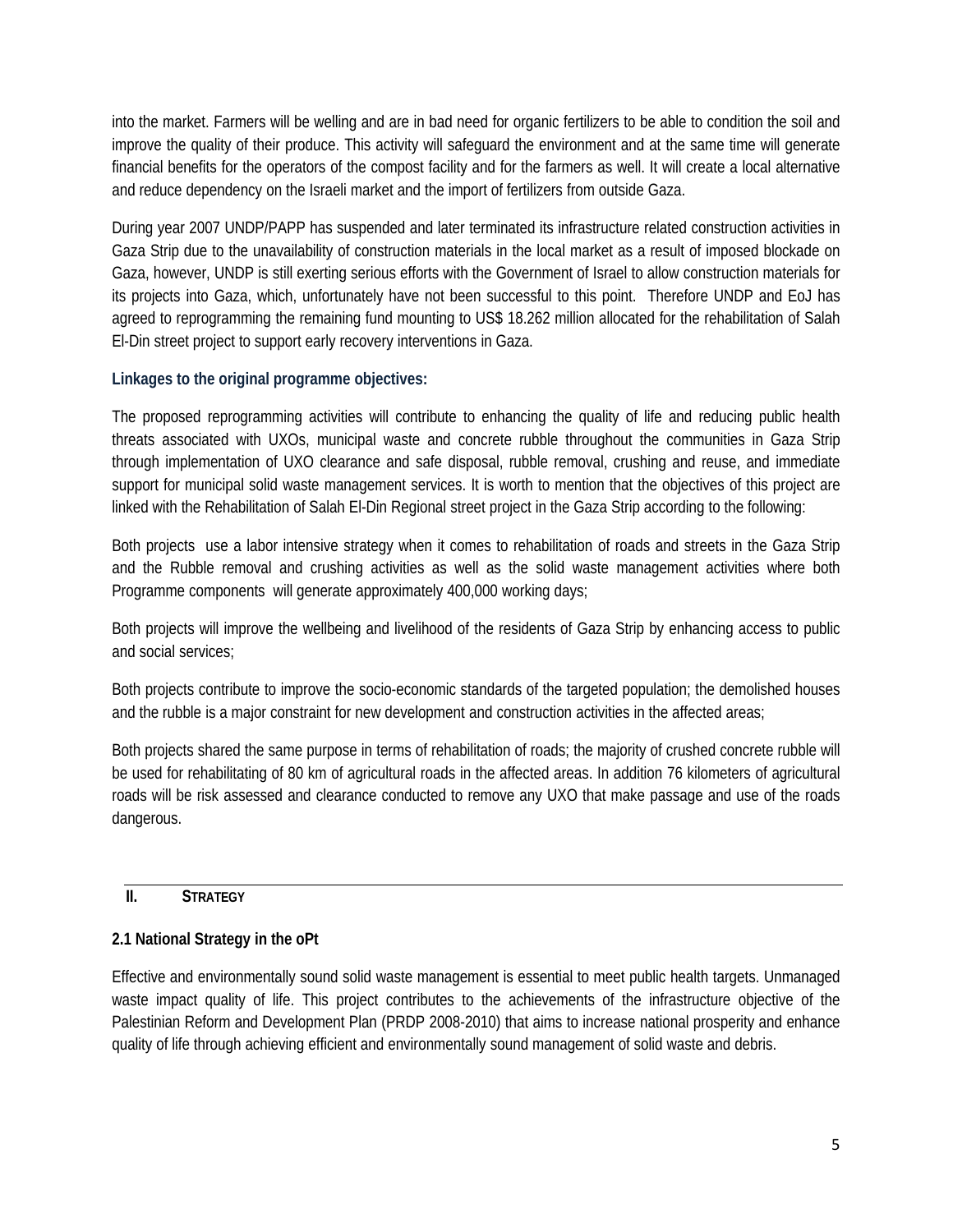into the market. Farmers will be welling and are in bad need for organic fertilizers to be able to condition the soil and improve the quality of their produce. This activity will safeguard the environment and at the same time will generate financial benefits for the operators of the compost facility and for the farmers as well. It will create a local alternative and reduce dependency on the Israeli market and the import of fertilizers from outside Gaza.

During year 2007 UNDP/PAPP has suspended and later terminated its infrastructure related construction activities in Gaza Strip due to the unavailability of construction materials in the local market as a result of imposed blockade on Gaza, however, UNDP is still exerting serious efforts with the Government of Israel to allow construction materials for its projects into Gaza, which, unfortunately have not been successful to this point. Therefore UNDP and EoJ has agreed to reprogramming the remaining fund mounting to US$ 18.262 million allocated for the rehabilitation of Salah El-Din street project to support early recovery interventions in Gaza.

**Linkages to the original programme objectives:**

The proposed reprogramming activities will contribute to enhancing the quality of life and reducing public health threats associated with UXOs, municipal waste and concrete rubble throughout the communities in Gaza Strip through implementation of UXO clearance and safe disposal, rubble removal, crushing and reuse, and immediate support for municipal solid waste management services. It is worth to mention that the objectives of this project are linked with the Rehabilitation of Salah El-Din Regional street project in the Gaza Strip according to the following:

Both projects use a labor intensive strategy when it comes to rehabilitation of roads and streets in the Gaza Strip and the Rubble removal and crushing activities as well as the solid waste management activities where both Programme components will generate approximately 400,000 working days;

Both projects will improve the wellbeing and livelihood of the residents of Gaza Strip by enhancing access to public and social services;

Both projects contribute to improve the socio-economic standards of the targeted population; the demolished houses and the rubble is a major constraint for new development and construction activities in the affected areas;

Both projects shared the same purpose in terms of rehabilitation of roads; the majority of crushed concrete rubble will be used for rehabilitating of 80 km of agricultural roads in the affected areas. In addition 76 kilometers of agricultural roads will be risk assessed and clearance conducted to remove any UXO that make passage and use of the roads dangerous.

## II. STRATEGY

### 2.1 National Strategy in the oPt

Effective and environmentally sound solid waste management is essential to meet public health targets. Unmanaged waste impact quality of life. This project contributes to the achievements of the infrastructure objective of the Palestinian Reform and Development Plan (PRDP 2008-2010) that aims to increase national prosperity and enhance quality of life through achieving efficient and environmentally sound management of solid waste and debris.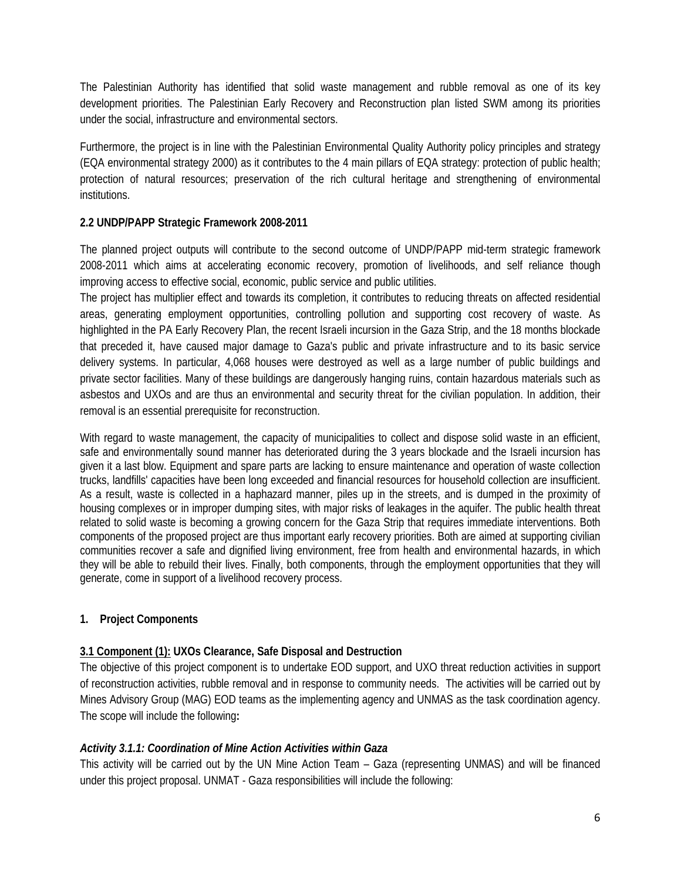The Palestinian Authority has identified that solid waste management and rubble removal as one of its key development priorities. The Palestinian Early Recovery and Reconstruction plan listed SWM among its priorities under the social, infrastructure and environmental sectors.

Furthermore, the project is in line with the Palestinian Environmental Quality Authority policy principles and strategy (EQA environmental strategy 2000) as it contributes to the 4 main pillars of EQA strategy: protection of public health; protection of natural resources; preservation of the rich cultural heritage and strengthening of environmental institutions.

### 2.2 UNDP/PAPP Strategic Framework 2008-2011

The planned project outputs will contribute to the second outcome of UNDP/PAPP mid-term strategic framework 2008-2011 which aims at accelerating economic recovery, promotion of livelihoods, and self reliance though improving access to effective social, economic, public service and public utilities.
The project has multiplier effect and towards its completion, it contributes to reducing threats on affected residential areas, generating employment opportunities, controlling pollution and supporting cost recovery of waste. As highlighted in the PA Early Recovery Plan, the recent Israeli incursion in the Gaza Strip, and the 18 months blockade that preceded it, have caused major damage to Gaza's public and private infrastructure and to its basic service delivery systems. In particular, 4,068 houses were destroyed as well as a large number of public buildings and private sector facilities. Many of these buildings are dangerously hanging ruins, contain hazardous materials such as asbestos and UXOs and are thus an environmental and security threat for the civilian population. In addition, their removal is an essential prerequisite for reconstruction.

With regard to waste management, the capacity of municipalities to collect and dispose solid waste in an efficient, safe and environmentally sound manner has deteriorated during the 3 years blockade and the Israeli incursion has given it a last blow. Equipment and spare parts are lacking to ensure maintenance and operation of waste collection trucks, landfills' capacities have been long exceeded and financial resources for household collection are insufficient. As a result, waste is collected in a haphazard manner, piles up in the streets, and is dumped in the proximity of housing complexes or in improper dumping sites, with major risks of leakages in the aquifer. The public health threat related to solid waste is becoming a growing concern for the Gaza Strip that requires immediate interventions. Both components of the proposed project are thus important early recovery priorities. Both are aimed at supporting civilian communities recover a safe and dignified living environment, free from health and environmental hazards, in which they will be able to rebuild their lives. Finally, both components, through the employment opportunities that they will generate, come in support of a livelihood recovery process.

## 1. Project Components

### 3.1 Component (1): UXOs Clearance, Safe Disposal and Destruction

The objective of this project component is to undertake EOD support, and UXO threat reduction activities in support of reconstruction activities, rubble removal and in response to community needs. The activities will be carried out by Mines Advisory Group (MAG) EOD teams as the implementing agency and UNMAS as the task coordination agency. The scope will include the following**:**

#### *Activity 3.1.1: Coordination of Mine Action Activities within Gaza*

This activity will be carried out by the UN Mine Action Team – Gaza (representing UNMAS) and will be financed under this project proposal. UNMAT - Gaza responsibilities will include the following: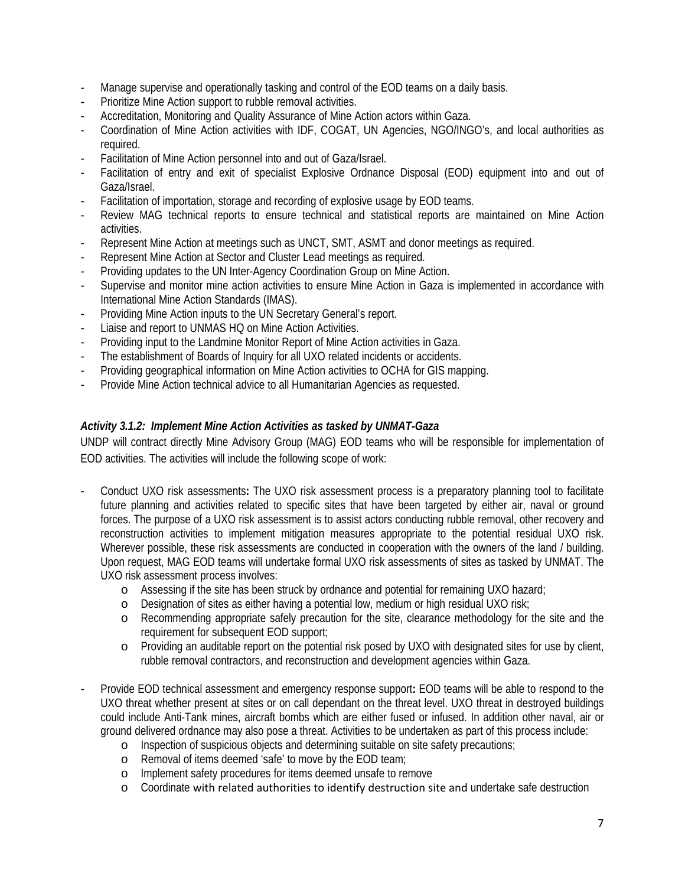- Manage supervise and operationally tasking and control of the EOD teams on a daily basis.
- Prioritize Mine Action support to rubble removal activities.
- Accreditation, Monitoring and Quality Assurance of Mine Action actors within Gaza.
- Coordination of Mine Action activities with IDF, COGAT, UN Agencies, NGO/INGO's, and local authorities as required.
- Facilitation of Mine Action personnel into and out of Gaza/Israel.
- Facilitation of entry and exit of specialist Explosive Ordnance Disposal (EOD) equipment into and out of Gaza/Israel.
- Facilitation of importation, storage and recording of explosive usage by EOD teams.
- Review MAG technical reports to ensure technical and statistical reports are maintained on Mine Action activities.
- Represent Mine Action at meetings such as UNCT, SMT, ASMT and donor meetings as required.
- Represent Mine Action at Sector and Cluster Lead meetings as required.
- Providing updates to the UN Inter-Agency Coordination Group on Mine Action.
- Supervise and monitor mine action activities to ensure Mine Action in Gaza is implemented in accordance with International Mine Action Standards (IMAS).
- Providing Mine Action inputs to the UN Secretary General's report.
- Liaise and report to UNMAS HQ on Mine Action Activities.
- Providing input to the Landmine Monitor Report of Mine Action activities in Gaza.
- The establishment of Boards of Inquiry for all UXO related incidents or accidents.
- Providing geographical information on Mine Action activities to OCHA for GIS mapping.
- Provide Mine Action technical advice to all Humanitarian Agencies as requested.

***Activity 3.1.2: Implement Mine Action Activities as tasked by UNMAT-Gaza***

UNDP will contract directly Mine Advisory Group (MAG) EOD teams who will be responsible for implementation of EOD activities. The activities will include the following scope of work:

- Conduct UXO risk assessments**:** The UXO risk assessment process is a preparatory planning tool to facilitate future planning and activities related to specific sites that have been targeted by either air, naval or ground forces. The purpose of a UXO risk assessment is to assist actors conducting rubble removal, other recovery and reconstruction activities to implement mitigation measures appropriate to the potential residual UXO risk. Wherever possible, these risk assessments are conducted in cooperation with the owners of the land / building. Upon request, MAG EOD teams will undertake formal UXO risk assessments of sites as tasked by UNMAT. The UXO risk assessment process involves:
    - Assessing if the site has been struck by ordnance and potential for remaining UXO hazard;
    - Designation of sites as either having a potential low, medium or high residual UXO risk;
    - Recommending appropriate safely precaution for the site, clearance methodology for the site and the requirement for subsequent EOD support;
    - Providing an auditable report on the potential risk posed by UXO with designated sites for use by client, rubble removal contractors, and reconstruction and development agencies within Gaza.

- Provide EOD technical assessment and emergency response support**:** EOD teams will be able to respond to the UXO threat whether present at sites or on call dependant on the threat level. UXO threat in destroyed buildings could include Anti-Tank mines, aircraft bombs which are either fused or infused. In addition other naval, air or ground delivered ordnance may also pose a threat. Activities to be undertaken as part of this process include:
    - Inspection of suspicious objects and determining suitable on site safety precautions;
    - Removal of items deemed 'safe' to move by the EOD team;
    - Implement safety procedures for items deemed unsafe to remove
    - Coordinate with related authorities to identify destruction site and undertake safe destruction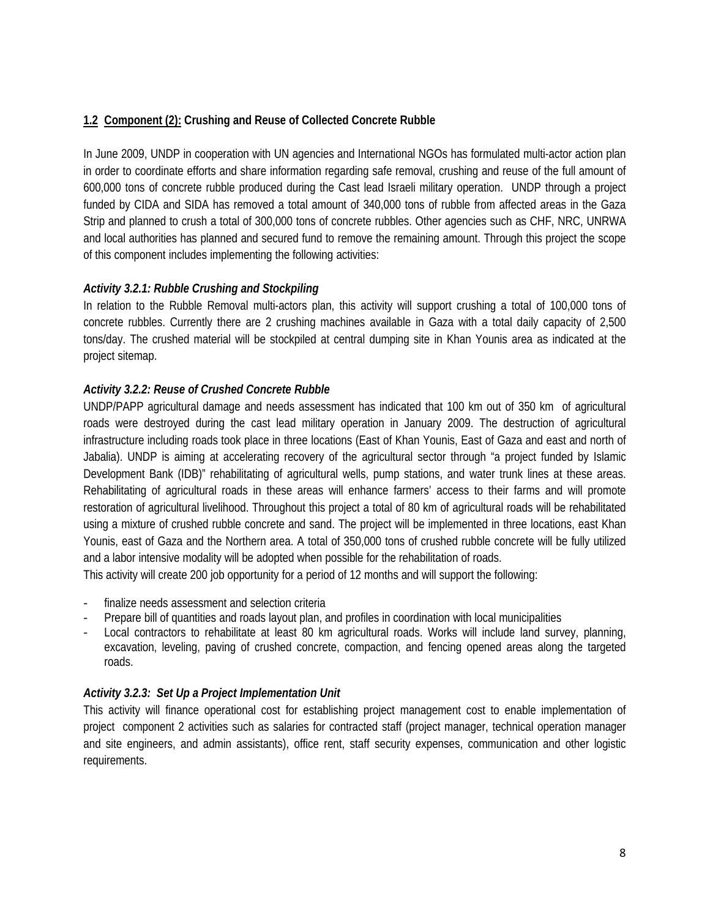## **1.2 Component (2): Crushing and Reuse of Collected Concrete Rubble**

In June 2009, UNDP in cooperation with UN agencies and International NGOs has formulated multi-actor action plan in order to coordinate efforts and share information regarding safe removal, crushing and reuse of the full amount of 600,000 tons of concrete rubble produced during the Cast lead Israeli military operation. UNDP through a project funded by CIDA and SIDA has removed a total amount of 340,000 tons of rubble from affected areas in the Gaza Strip and planned to crush a total of 300,000 tons of concrete rubbles. Other agencies such as CHF, NRC, UNRWA and local authorities has planned and secured fund to remove the remaining amount. Through this project the scope of this component includes implementing the following activities:

### *Activity 3.2.1: Rubble Crushing and Stockpiling*

In relation to the Rubble Removal multi-actors plan, this activity will support crushing a total of 100,000 tons of concrete rubbles. Currently there are 2 crushing machines available in Gaza with a total daily capacity of 2,500 tons/day. The crushed material will be stockpiled at central dumping site in Khan Younis area as indicated at the project sitemap.

### *Activity 3.2.2: Reuse of Crushed Concrete Rubble*

UNDP/PAPP agricultural damage and needs assessment has indicated that 100 km out of 350 km of agricultural roads were destroyed during the cast lead military operation in January 2009. The destruction of agricultural infrastructure including roads took place in three locations (East of Khan Younis, East of Gaza and east and north of Jabalia). UNDP is aiming at accelerating recovery of the agricultural sector through "a project funded by Islamic Development Bank (IDB)" rehabilitating of agricultural wells, pump stations, and water trunk lines at these areas. Rehabilitating of agricultural roads in these areas will enhance farmers' access to their farms and will promote restoration of agricultural livelihood. Throughout this project a total of 80 km of agricultural roads will be rehabilitated using a mixture of crushed rubble concrete and sand. The project will be implemented in three locations, east Khan Younis, east of Gaza and the Northern area. A total of 350,000 tons of crushed rubble concrete will be fully utilized and a labor intensive modality will be adopted when possible for the rehabilitation of roads.

This activity will create 200 job opportunity for a period of 12 months and will support the following:

- finalize needs assessment and selection criteria
- Prepare bill of quantities and roads layout plan, and profiles in coordination with local municipalities
- Local contractors to rehabilitate at least 80 km agricultural roads. Works will include land survey, planning, excavation, leveling, paving of crushed concrete, compaction, and fencing opened areas along the targeted roads.

### *Activity 3.2.3: Set Up a Project Implementation Unit*

This activity will finance operational cost for establishing project management cost to enable implementation of project component 2 activities such as salaries for contracted staff (project manager, technical operation manager and site engineers, and admin assistants), office rent, staff security expenses, communication and other logistic requirements.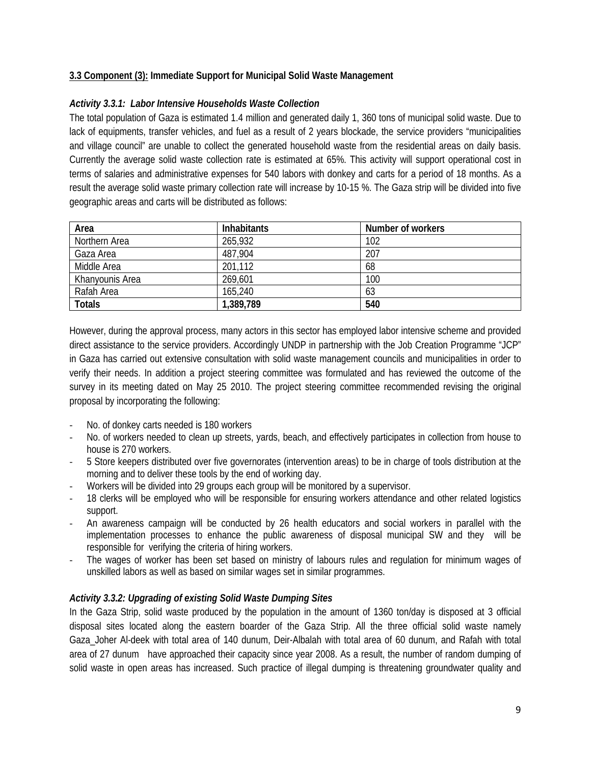**3.3 Component (3): Immediate Support for Municipal Solid Waste Management**

***Activity 3.3.1: Labor Intensive Households Waste Collection***

The total population of Gaza is estimated 1.4 million and generated daily 1, 360 tons of municipal solid waste. Due to lack of equipments, transfer vehicles, and fuel as a result of 2 years blockade, the service providers "municipalities and village council" are unable to collect the generated household waste from the residential areas on daily basis. Currently the average solid waste collection rate is estimated at 65%. This activity will support operational cost in terms of salaries and administrative expenses for 540 labors with donkey and carts for a period of 18 months. As a result the average solid waste primary collection rate will increase by 10-15 %. The Gaza strip will be divided into five geographic areas and carts will be distributed as follows:

| Area | Inhabitants | Number of workers |
|---|---|---|
| Northern Area | 265,932 | 102 |
| Gaza Area | 487,904 | 207 |
| Middle Area | 201,112 | 68 |
| Khanyounis Area | 269,601 | 100 |
| Rafah Area | 165,240 | 63 |
| **Totals** | **1,389,789** | **540** |

However, during the approval process, many actors in this sector has employed labor intensive scheme and provided direct assistance to the service providers. Accordingly UNDP in partnership with the Job Creation Programme "JCP" in Gaza has carried out extensive consultation with solid waste management councils and municipalities in order to verify their needs. In addition a project steering committee was formulated and has reviewed the outcome of the survey in its meeting dated on May 25 2010. The project steering committee recommended revising the original proposal by incorporating the following:

- No. of donkey carts needed is 180 workers
- No. of workers needed to clean up streets, yards, beach, and effectively participates in collection from house to house is 270 workers.
- 5 Store keepers distributed over five governorates (intervention areas) to be in charge of tools distribution at the morning and to deliver these tools by the end of working day.
- Workers will be divided into 29 groups each group will be monitored by a supervisor.
- 18 clerks will be employed who will be responsible for ensuring workers attendance and other related logistics support.
- An awareness campaign will be conducted by 26 health educators and social workers in parallel with the implementation processes to enhance the public awareness of disposal municipal SW and they will be responsible for verifying the criteria of hiring workers.
- The wages of worker has been set based on ministry of labours rules and regulation for minimum wages of unskilled labors as well as based on similar wages set in similar programmes.

***Activity 3.3.2: Upgrading of existing Solid Waste Dumping Sites***

In the Gaza Strip, solid waste produced by the population in the amount of 1360 ton/day is disposed at 3 official disposal sites located along the eastern boarder of the Gaza Strip. All the three official solid waste namely Gaza_Joher Al-deek with total area of 140 dunum, Deir-Albalah with total area of 60 dunum, and Rafah with total area of 27 dunum have approached their capacity since year 2008. As a result, the number of random dumping of solid waste in open areas has increased. Such practice of illegal dumping is threatening groundwater quality and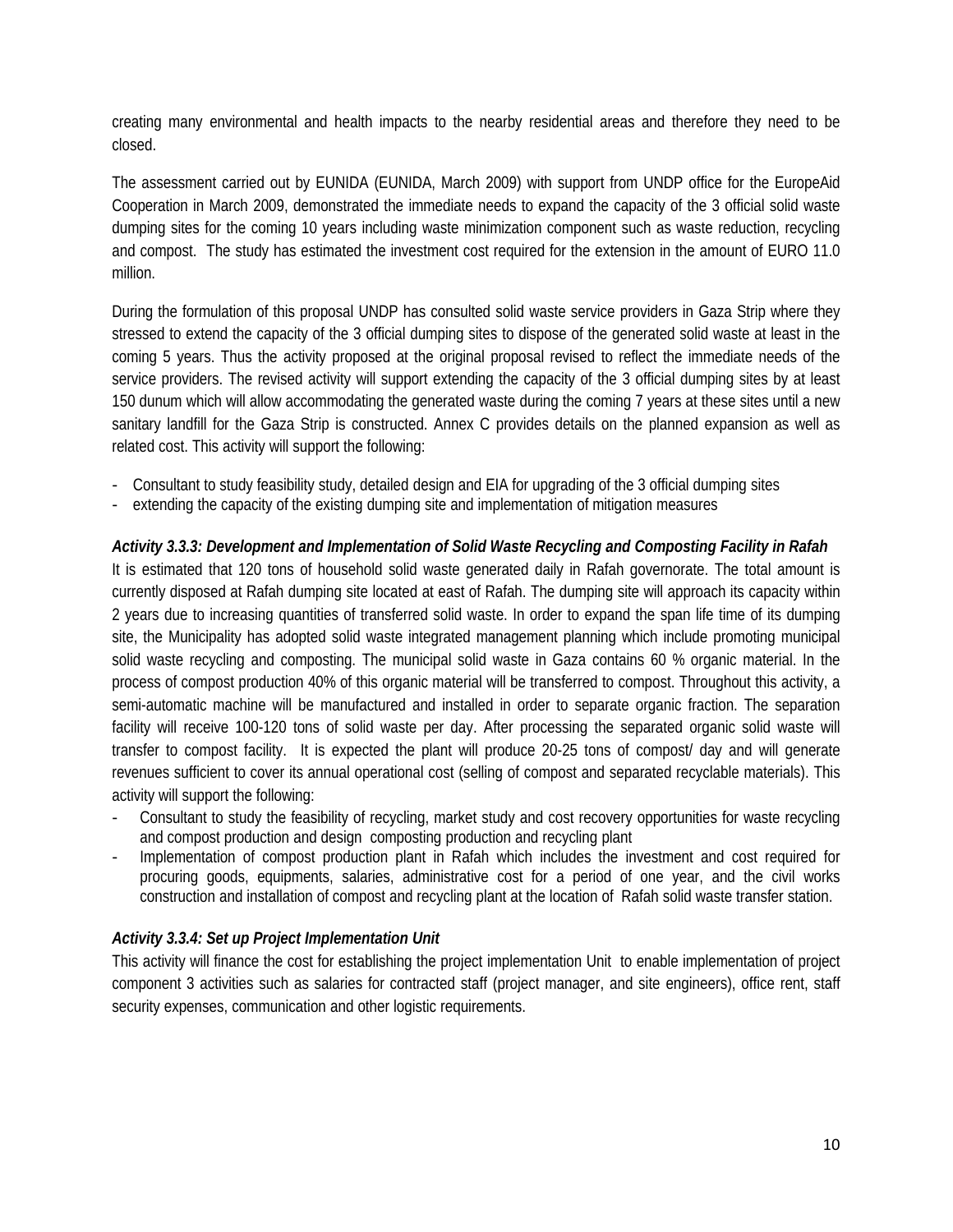creating many environmental and health impacts to the nearby residential areas and therefore they need to be closed.

The assessment carried out by EUNIDA (EUNIDA, March 2009) with support from UNDP office for the EuropeAid Cooperation in March 2009, demonstrated the immediate needs to expand the capacity of the 3 official solid waste dumping sites for the coming 10 years including waste minimization component such as waste reduction, recycling and compost. The study has estimated the investment cost required for the extension in the amount of EURO 11.0 million.

During the formulation of this proposal UNDP has consulted solid waste service providers in Gaza Strip where they stressed to extend the capacity of the 3 official dumping sites to dispose of the generated solid waste at least in the coming 5 years. Thus the activity proposed at the original proposal revised to reflect the immediate needs of the service providers. The revised activity will support extending the capacity of the 3 official dumping sites by at least 150 dunum which will allow accommodating the generated waste during the coming 7 years at these sites until a new sanitary landfill for the Gaza Strip is constructed. Annex C provides details on the planned expansion as well as related cost. This activity will support the following:

- Consultant to study feasibility study, detailed design and EIA for upgrading of the 3 official dumping sites
- extending the capacity of the existing dumping site and implementation of mitigation measures

***Activity 3.3.3: Development and Implementation of Solid Waste Recycling and Composting Facility in Rafah***

It is estimated that 120 tons of household solid waste generated daily in Rafah governorate. The total amount is currently disposed at Rafah dumping site located at east of Rafah. The dumping site will approach its capacity within 2 years due to increasing quantities of transferred solid waste. In order to expand the span life time of its dumping site, the Municipality has adopted solid waste integrated management planning which include promoting municipal solid waste recycling and composting. The municipal solid waste in Gaza contains 60 % organic material. In the process of compost production 40% of this organic material will be transferred to compost. Throughout this activity, a semi-automatic machine will be manufactured and installed in order to separate organic fraction. The separation facility will receive 100-120 tons of solid waste per day. After processing the separated organic solid waste will transfer to compost facility. It is expected the plant will produce 20-25 tons of compost/ day and will generate revenues sufficient to cover its annual operational cost (selling of compost and separated recyclable materials). This activity will support the following:

- Consultant to study the feasibility of recycling, market study and cost recovery opportunities for waste recycling and compost production and design composting production and recycling plant
- Implementation of compost production plant in Rafah which includes the investment and cost required for procuring goods, equipments, salaries, administrative cost for a period of one year, and the civil works construction and installation of compost and recycling plant at the location of Rafah solid waste transfer station.

***Activity 3.3.4: Set up Project Implementation Unit***

This activity will finance the cost for establishing the project implementation Unit to enable implementation of project component 3 activities such as salaries for contracted staff (project manager, and site engineers), office rent, staff security expenses, communication and other logistic requirements.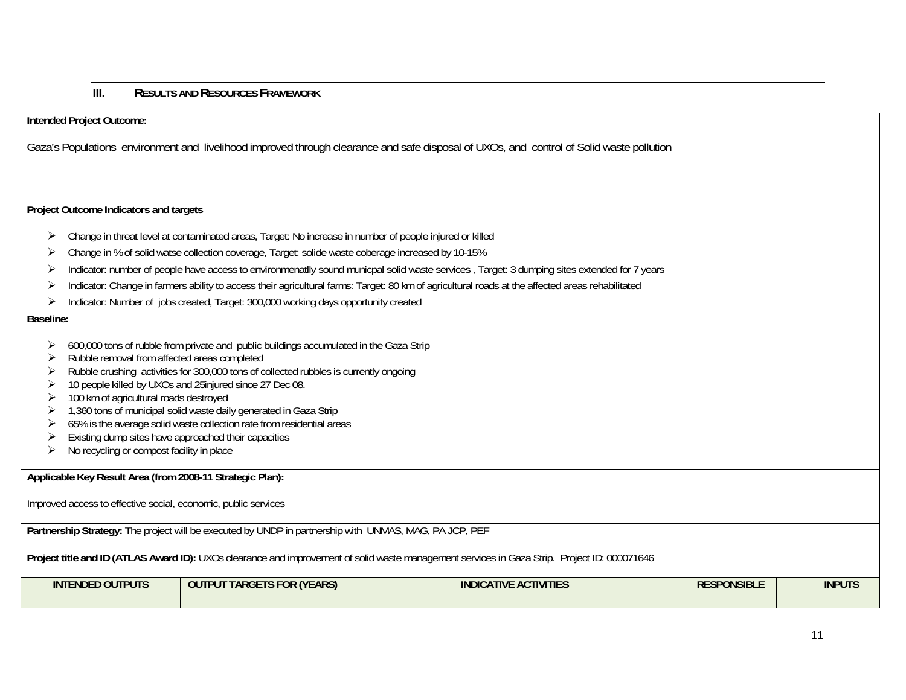## III. Results and Resources Framework

**Intended Project Outcome:**

Gaza's Populations environment and livelihood improved through clearance and safe disposal of UXOs, and control of Solid waste pollution

**Project Outcome Indicators and targets**

- Change in threat level at contaminated areas, Target: No increase in number of people injured or killed
- Change in % of solid watse collection coverage, Target: solide waste coberage increased by 10-15%
- Indicator: number of people have access to environmenatlly sound municpal solid waste services , Target: 3 dumping sites extended for 7 years
- Indicator: Change in farmers ability to access their agricultural farms: Target: 80 km of agricultural roads at the affected areas rehabilitated
- Indicator: Number of jobs created, Target: 300,000 working days opportunity created

**Baseline:**

- 600,000 tons of rubble from private and public buildings accumulated in the Gaza Strip
- Rubble removal from affected areas completed
- Rubble crushing activities for 300,000 tons of collected rubbles is currently ongoing
- 10 people killed by UXOs and 25injured since 27 Dec 08.
- 100 km of agricultural roads destroyed
- 1,360 tons of municipal solid waste daily generated in Gaza Strip
- 65% is the average solid waste collection rate from residential areas
- Existing dump sites have approached their capacities
- No recycling or compost facility in place

**Applicable Key Result Area (from 2008-11 Strategic Plan):**

Improved access to effective social, economic, public services

**Partnership Strategy:** The project will be executed by UNDP in partnership with UNMAS, MAG, PA JCP, PEF

**Project title and ID (ATLAS Award ID):** UXOs clearance and improvement of solid waste management services in Gaza Strip. Project ID: 000071646

| INTENDED OUTPUTS | OUTPUT TARGETS FOR (YEARS) | INDICATIVE ACTIVITIES | RESPONSIBLE | INPUTS |
|---|---|---|---|---|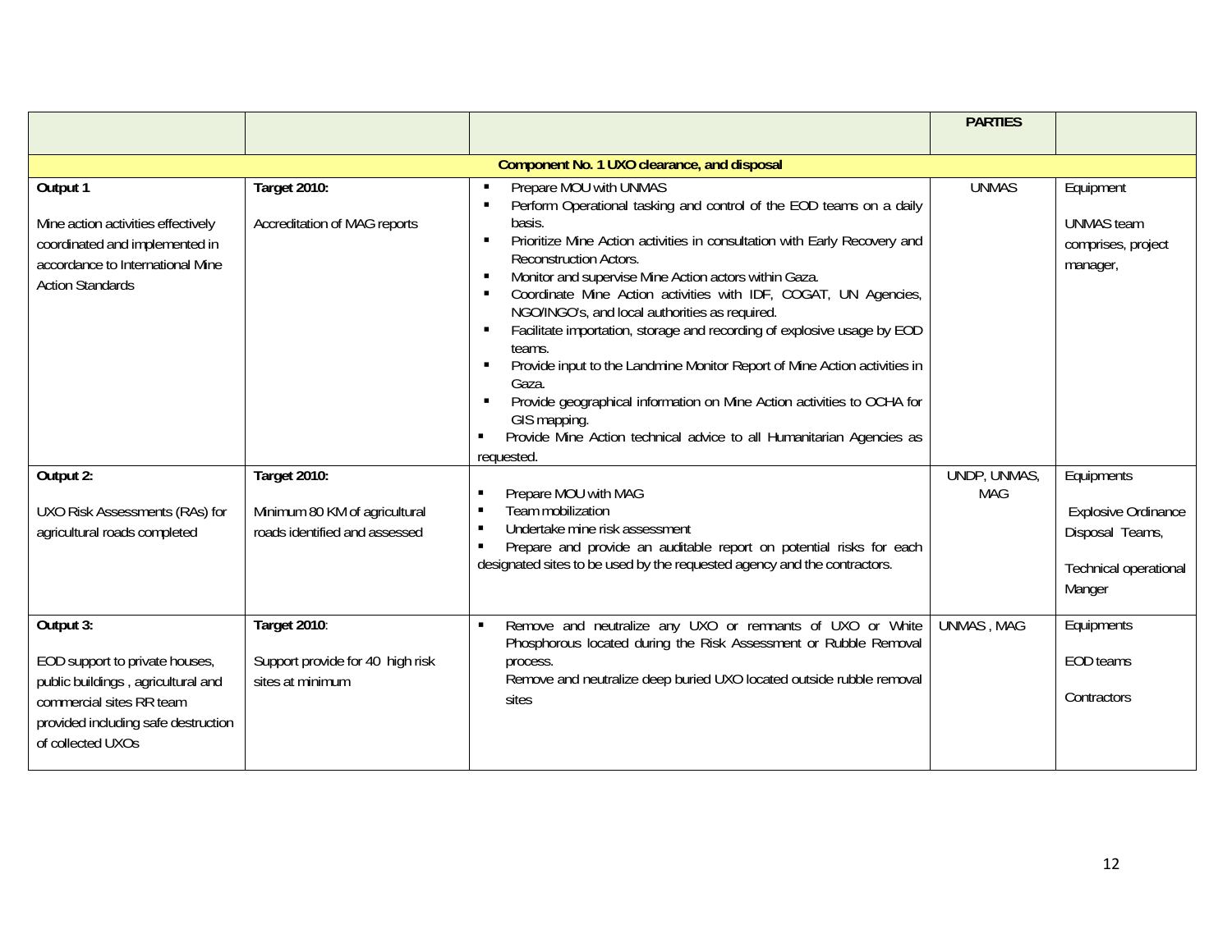| | | | PARTIES | |
|---|---|---|---|---|
| **Component No. 1 UXO clearance, and disposal** | | | | |
| **Output 1**<br><br>Mine action activities effectively coordinated and implemented in accordance to International Mine Action Standards | **Target 2010:**<br><br>Accreditation of MAG reports | ▪ Prepare MOU with UNMAS<br>▪ Perform Operational tasking and control of the EOD teams on a daily basis.<br>▪ Prioritize Mine Action activities in consultation with Early Recovery and Reconstruction Actors.<br>▪ Monitor and supervise Mine Action actors within Gaza.<br>▪ Coordinate Mine Action activities with IDF, COGAT, UN Agencies, NGO/INGO's, and local authorities as required.<br>▪ Facilitate importation, storage and recording of explosive usage by EOD teams.<br>▪ Provide input to the Landmine Monitor Report of Mine Action activities in Gaza.<br>▪ Provide geographical information on Mine Action activities to OCHA for GIS mapping.<br>▪ Provide Mine Action technical advice to all Humanitarian Agencies as requested. | UNMAS | Equipment<br><br>UNMAS team comprises, project manager, |
| **Output 2:**<br><br>UXO Risk Assessments (RAs) for agricultural roads completed | **Target 2010:**<br><br>Minimum 80 KM of agricultural roads identified and assessed | ▪ Prepare MOU with MAG<br>▪ Team mobilization<br>▪ Undertake mine risk assessment<br>▪ Prepare and provide an auditable report on potential risks for each designated sites to be used by the requested agency and the contractors. | UNDP, UNMAS, MAG | Equipments<br><br>Explosive Ordinance Disposal Teams,<br><br>Technical operational Manger |
| **Output 3:**<br><br>EOD support to private houses, public buildings , agricultural and commercial sites RR team provided including safe destruction of collected UXOs | **Target 2010**:<br><br>Support provide for 40 high risk sites at minimum | ▪ Remove and neutralize any UXO or remnants of UXO or White Phosphorous located during the Risk Assessment or Rubble Removal process.<br>Remove and neutralize deep buried UXO located outside rubble removal sites | UNMAS , MAG | Equipments<br><br>EOD teams<br><br>Contractors |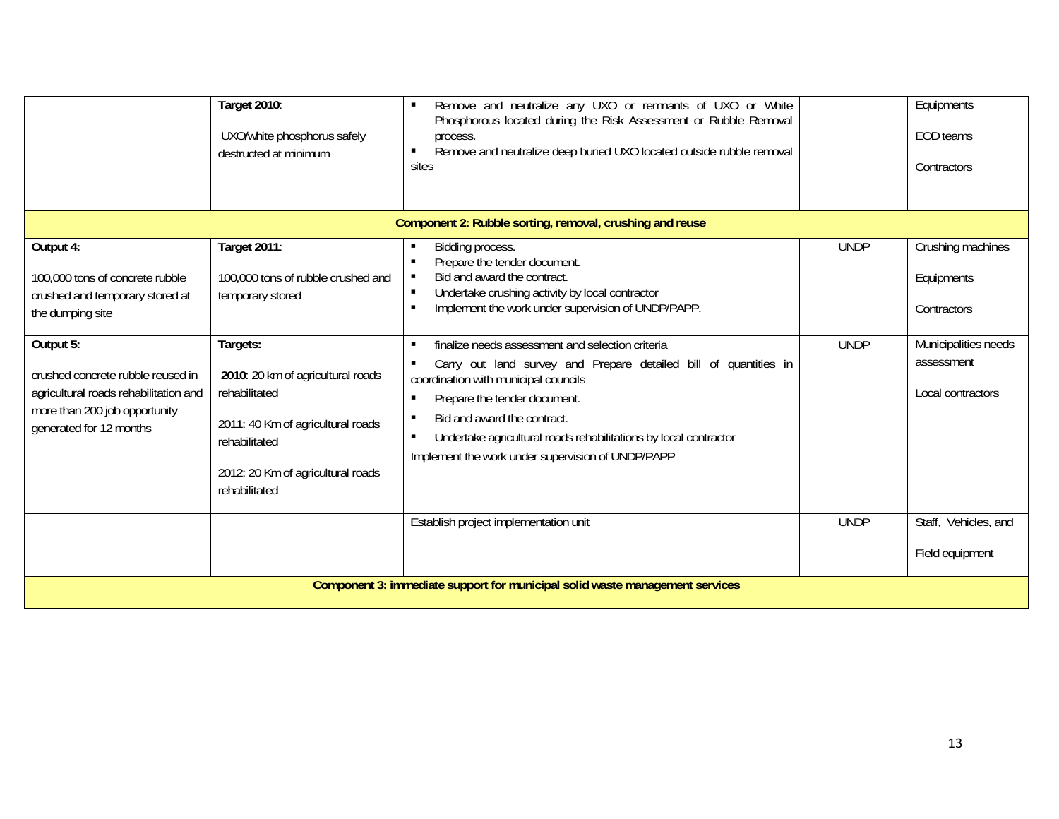| | | | | |
|---|---|---|---|---|
| | **Target 2010**:<br><br>UXO/white phosphorus safely destructed at minimum | ▪ Remove and neutralize any UXO or remnants of UXO or White Phosphorous located during the Risk Assessment or Rubble Removal process.<br>▪ Remove and neutralize deep buried UXO located outside rubble removal sites | | Equipments<br><br>EOD teams<br><br>Contractors |
| **Component 2: Rubble sorting, removal, crushing and reuse** | | | | |
| **Output 4:**<br><br>100,000 tons of concrete rubble crushed and temporary stored at the dumping site | **Target 2011**:<br><br>100,000 tons of rubble crushed and temporary stored | ▪ Bidding process.<br>▪ Prepare the tender document.<br>▪ Bid and award the contract.<br>▪ Undertake crushing activity by local contractor<br>▪ Implement the work under supervision of UNDP/PAPP. | UNDP | Crushing machines<br><br>Equipments<br><br>Contractors |
| **Output 5:**<br><br>crushed concrete rubble reused in agricultural roads rehabilitation and more than 200 job opportunity generated for 12 months | **Targets:**<br><br>**2010**: 20 km of agricultural roads rehabilitated<br><br>2011: 40 Km of agricultural roads rehabilitated<br><br>2012: 20 Km of agricultural roads rehabilitated | ▪ finalize needs assessment and selection criteria<br>▪ Carry out land survey and Prepare detailed bill of quantities in coordination with municipal councils<br>▪ Prepare the tender document.<br>▪ Bid and award the contract.<br>▪ Undertake agricultural roads rehabilitations by local contractor<br>Implement the work under supervision of UNDP/PAPP | UNDP | Municipalities needs assessment<br><br>Local contractors |
| | | Establish project implementation unit | UNDP | Staff, Vehicles, and<br><br>Field equipment |
| **Component 3: immediate support for municipal solid waste management services** | | | | |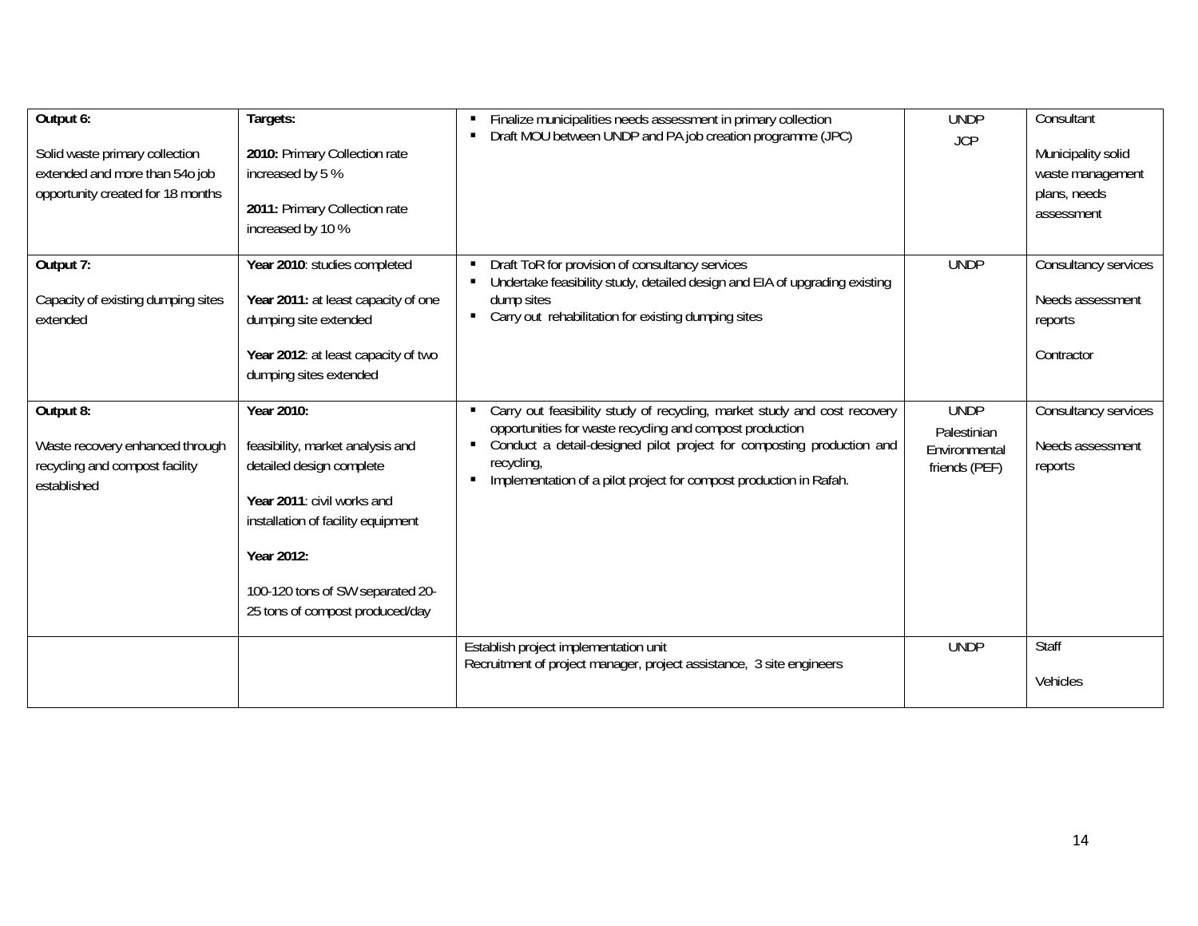| | | | | |
|---|---|---|---|---|
| **Output 6:**<br><br>Solid waste primary collection extended and more than 54o job opportunity created for 18 months | **Targets:**<br><br>**2010:** Primary Collection rate increased by 5 %<br><br>**2011:** Primary Collection rate increased by 10 % | ▪ Finalize municipalities needs assessment in primary collection<br>▪ Draft MOU between UNDP and PA job creation programme (JPC) | UNDP<br>JCP | Consultant<br><br>Municipality solid waste management plans, needs assessment |
| **Output 7:**<br><br>Capacity of existing dumping sites extended | **Year 2010**: studies completed<br><br>**Year 2011:** at least capacity of one dumping site extended<br><br>**Year 2012**: at least capacity of two dumping sites extended | ▪ Draft ToR for provision of consultancy services<br>▪ Undertake feasibility study, detailed design and EIA of upgrading existing dump sites<br>▪ Carry out rehabilitation for existing dumping sites | UNDP | Consultancy services<br><br>Needs assessment reports<br><br>Contractor |
| **Output 8:**<br><br>Waste recovery enhanced through recycling and compost facility established | **Year 2010:**<br><br>feasibility, market analysis and detailed design complete<br><br>**Year 2011**: civil works and installation of facility equipment<br><br>**Year 2012:**<br><br>100-120 tons of SW separated 20-25 tons of compost produced/day | ▪ Carry out feasibility study of recycling, market study and cost recovery opportunities for waste recycling and compost production<br>▪ Conduct a detail-designed pilot project for composting production and recycling,<br>▪ Implementation of a pilot project for compost production in Rafah. | UNDP<br>Palestinian Environmental friends (PEF) | Consultancy services<br><br>Needs assessment reports |
| | | Establish project implementation unit<br>Recruitment of project manager, project assistance, 3 site engineers | UNDP | Staff<br><br>Vehicles |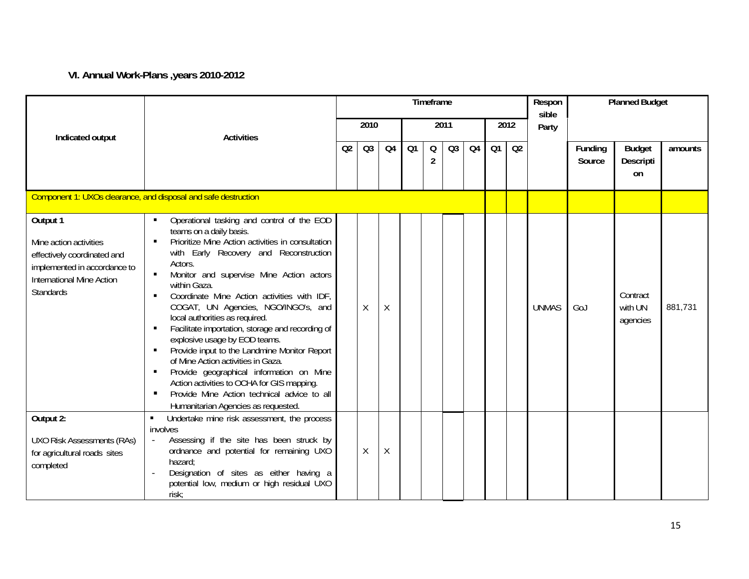## VI. Annual Work-Plans ,years 2010-2012

| Indicated output | Activities | Timeframe | | | | | | | | | Responsible Party | Planned Budget | | |
|---|---|---|---|---|---|---|---|---|---|---|---|---|---|---|
| | | 2010 | | | 2011 | | | | 2012 | | | | | |
| | | Q2 | Q3 | Q4 | Q1 | Q2 | Q3 | Q4 | Q1 | Q2 | | Funding Source | Budget Description | amounts |
| Component 1: UXOs clearance, and disposal and safe destruction | | | | | | | | | | | | | | |
| **Output 1**<br><br>Mine action activities effectively coordinated and implemented in accordance to International Mine Action Standards | ▪ Operational tasking and control of the EOD teams on a daily basis.<br>▪ Prioritize Mine Action activities in consultation with Early Recovery and Reconstruction Actors.<br>▪ Monitor and supervise Mine Action actors within Gaza.<br>▪ Coordinate Mine Action activities with IDF, COGAT, UN Agencies, NGO/INGO's, and local authorities as required.<br>▪ Facilitate importation, storage and recording of explosive usage by EOD teams.<br>▪ Provide input to the Landmine Monitor Report of Mine Action activities in Gaza.<br>▪ Provide geographical information on Mine Action activities to OCHA for GIS mapping.<br>▪ Provide Mine Action technical advice to all Humanitarian Agencies as requested. | | X | X | | | | | | | UNMAS | GoJ | Contract with UN agencies | 881,731 |
| **Output 2:**<br><br>UXO Risk Assessments (RAs) for agricultural roads sites completed | ▪ Undertake mine risk assessment, the process involves<br>- Assessing if the site has been struck by ordnance and potential for remaining UXO hazard;<br>- Designation of sites as either having a potential low, medium or high residual UXO risk; | | X | X | | | | | | | | | | |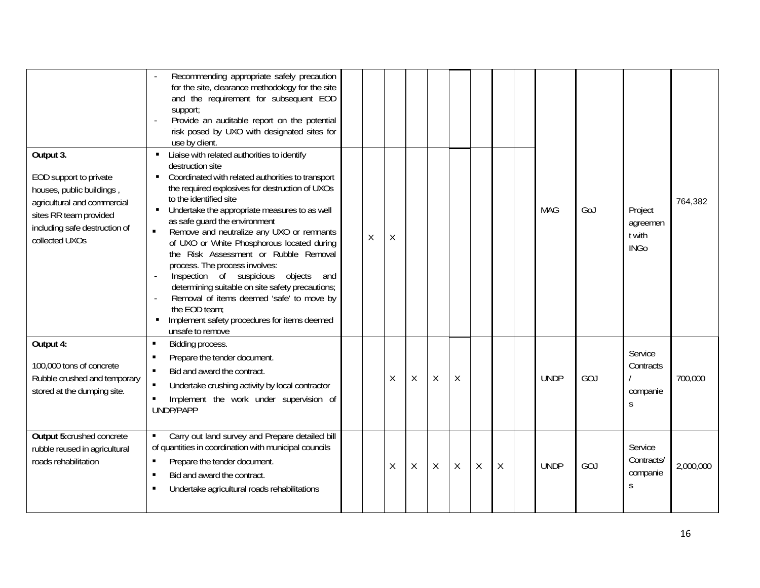| | | | | | | | | | | | | | | |
|---|---|---|---|---|---|---|---|---|---|---|---|---|---|---|
| | - Recommending appropriate safely precaution for the site, clearance methodology for the site and the requirement for subsequent EOD support;<br>- Provide an auditable report on the potential risk posed by UXO with designated sites for use by client. | | | | | | | | | | | | | |
| **Output 3.**<br><br>EOD support to private houses, public buildings , agricultural and commercial sites RR team provided including safe destruction of collected UXOs | ▪ Liaise with related authorities to identify destruction site<br>▪ Coordinated with related authorities to transport the required explosives for destruction of UXOs to the identified site<br>▪ Undertake the appropriate measures to as well as safe guard the environment<br>▪ Remove and neutralize any UXO or remnants of UXO or White Phosphorous located during the Risk Assessment or Rubble Removal process. The process involves:<br>- Inspection of suspicious objects and determining suitable on site safety precautions;<br>- Removal of items deemed 'safe' to move by the EOD team;<br>▪ Implement safety procedures for items deemed unsafe to remove | | X | X | | | | | | | MAG | GoJ | Project agreement with INGo | 764,382 |
| **Output 4:**<br><br>100,000 tons of concrete Rubble crushed and temporary stored at the dumping site. | ▪ Bidding process.<br>▪ Prepare the tender document.<br>▪ Bid and award the contract.<br>▪ Undertake crushing activity by local contractor<br>▪ Implement the work under supervision of UNDP/PAPP | | | X | X | X | X | | | | UNDP | GOJ | Service Contracts / companies | 700,000 |
| **Output 5:** crushed concrete rubble reused in agricultural roads rehabilitation | ▪ Carry out land survey and Prepare detailed bill of quantities in coordination with municipal councils<br>▪ Prepare the tender document.<br>▪ Bid and award the contract.<br>▪ Undertake agricultural roads rehabilitations | | | X | X | X | X | X | X | | UNDP | GOJ | Service Contracts/ companies | 2,000,000 |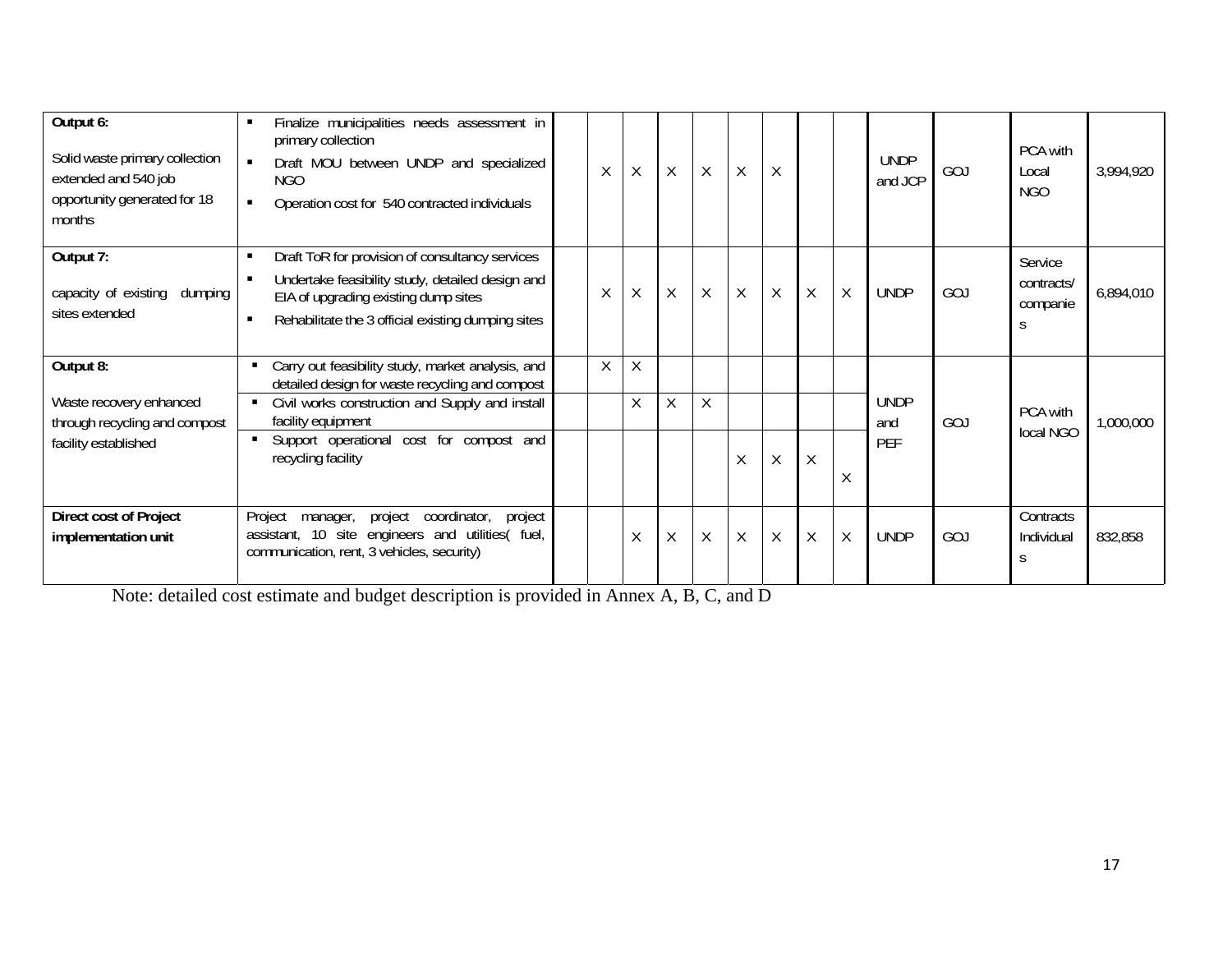| | | | | | | | | | | | | | | |
|---|---|---|---|---|---|---|---|---|---|---|---|---|---|---|
| **Output 6:**<br><br>Solid waste primary collection extended and 540 job opportunity generated for 18 months | ▪ Finalize municipalities needs assessment in primary collection<br>▪ Draft MOU between UNDP and specialized NGO<br>▪ Operation cost for 540 contracted individuals | | X | X | X | X | X | X | | | UNDP and JCP | GOJ | PCA with Local NGO | 3,994,920 |
| **Output 7:**<br><br>capacity of existing dumping sites extended | ▪ Draft ToR for provision of consultancy services<br>▪ Undertake feasibility study, detailed design and EIA of upgrading existing dump sites<br>▪ Rehabilitate the 3 official existing dumping sites | | X | X | X | X | X | X | X | X | UNDP | GOJ | Service contracts/ companies | 6,894,010 |
| **Output 8:**<br><br>Waste recovery enhanced through recycling and compost facility established | ▪ Carry out feasibility study, market analysis, and detailed design for waste recycling and compost | | X | X | | | | | | | UNDP and PEF | GOJ | PCA with local NGO | 1,000,000 |
| | ▪ Civil works construction and Supply and install facility equipment | | | X | X | X | | | | | | | | |
| | ▪ Support operational cost for compost and recycling facility | | | | | | X | X | X | X | | | | |
| **Direct cost of Project implementation unit** | Project manager, project coordinator, project assistant, 10 site engineers and utilities( fuel, communication, rent, 3 vehicles, security) | | | X | X | X | X | X | X | X | UNDP | GOJ | Contracts Individuals | 832,858 |

Note: detailed cost estimate and budget description is provided in Annex A, B, C, and D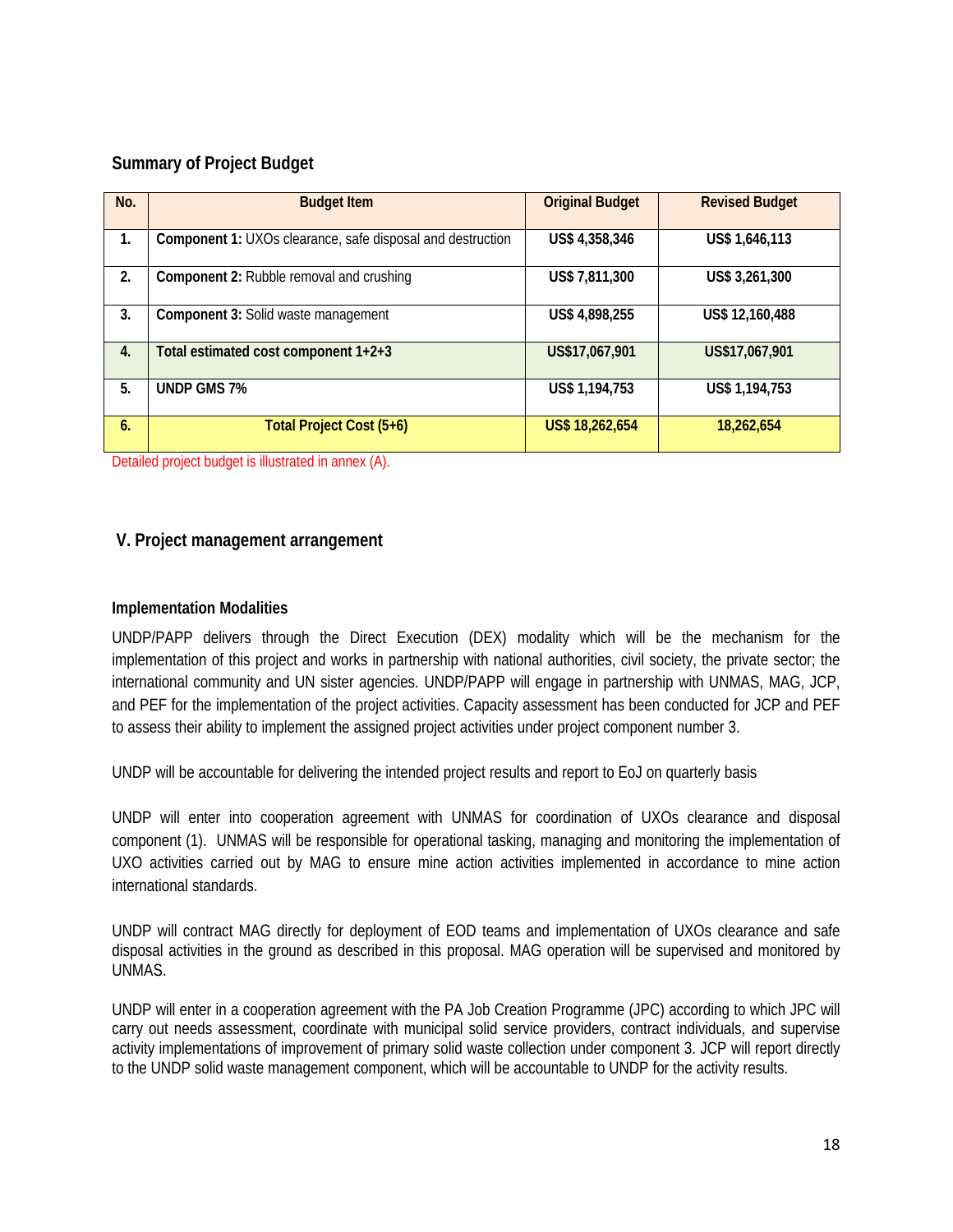### Summary of Project Budget

| No. | Budget Item | Original Budget | Revised Budget |
|---|---|---|---|
| 1. | **Component 1:** UXOs clearance, safe disposal and destruction | **US$ 4,358,346** | **US$ 1,646,113** |
| 2. | **Component 2:** Rubble removal and crushing | **US$ 7,811,300** | **US$ 3,261,300** |
| 3. | **Component 3:** Solid waste management | **US$ 4,898,255** | **US$ 12,160,488** |
| 4. | **Total estimated cost component 1+2+3** | **US$17,067,901** | **US$17,067,901** |
| 5. | **UNDP GMS 7%** | **US$ 1,194,753** | **US$ 1,194,753** |
| 6. | **Total Project Cost (5+6)** | **US$ 18,262,654** | **18,262,654** |

Detailed project budget is illustrated in annex (A).

## V. Project management arrangement

### Implementation Modalities

UNDP/PAPP delivers through the Direct Execution (DEX) modality which will be the mechanism for the implementation of this project and works in partnership with national authorities, civil society, the private sector; the international community and UN sister agencies. UNDP/PAPP will engage in partnership with UNMAS, MAG, JCP, and PEF for the implementation of the project activities. Capacity assessment has been conducted for JCP and PEF to assess their ability to implement the assigned project activities under project component number 3.

UNDP will be accountable for delivering the intended project results and report to EoJ on quarterly basis

UNDP will enter into cooperation agreement with UNMAS for coordination of UXOs clearance and disposal component (1). UNMAS will be responsible for operational tasking, managing and monitoring the implementation of UXO activities carried out by MAG to ensure mine action activities implemented in accordance to mine action international standards.

UNDP will contract MAG directly for deployment of EOD teams and implementation of UXOs clearance and safe disposal activities in the ground as described in this proposal. MAG operation will be supervised and monitored by UNMAS.

UNDP will enter in a cooperation agreement with the PA Job Creation Programme (JPC) according to which JPC will carry out needs assessment, coordinate with municipal solid service providers, contract individuals, and supervise activity implementations of improvement of primary solid waste collection under component 3. JCP will report directly to the UNDP solid waste management component, which will be accountable to UNDP for the activity results.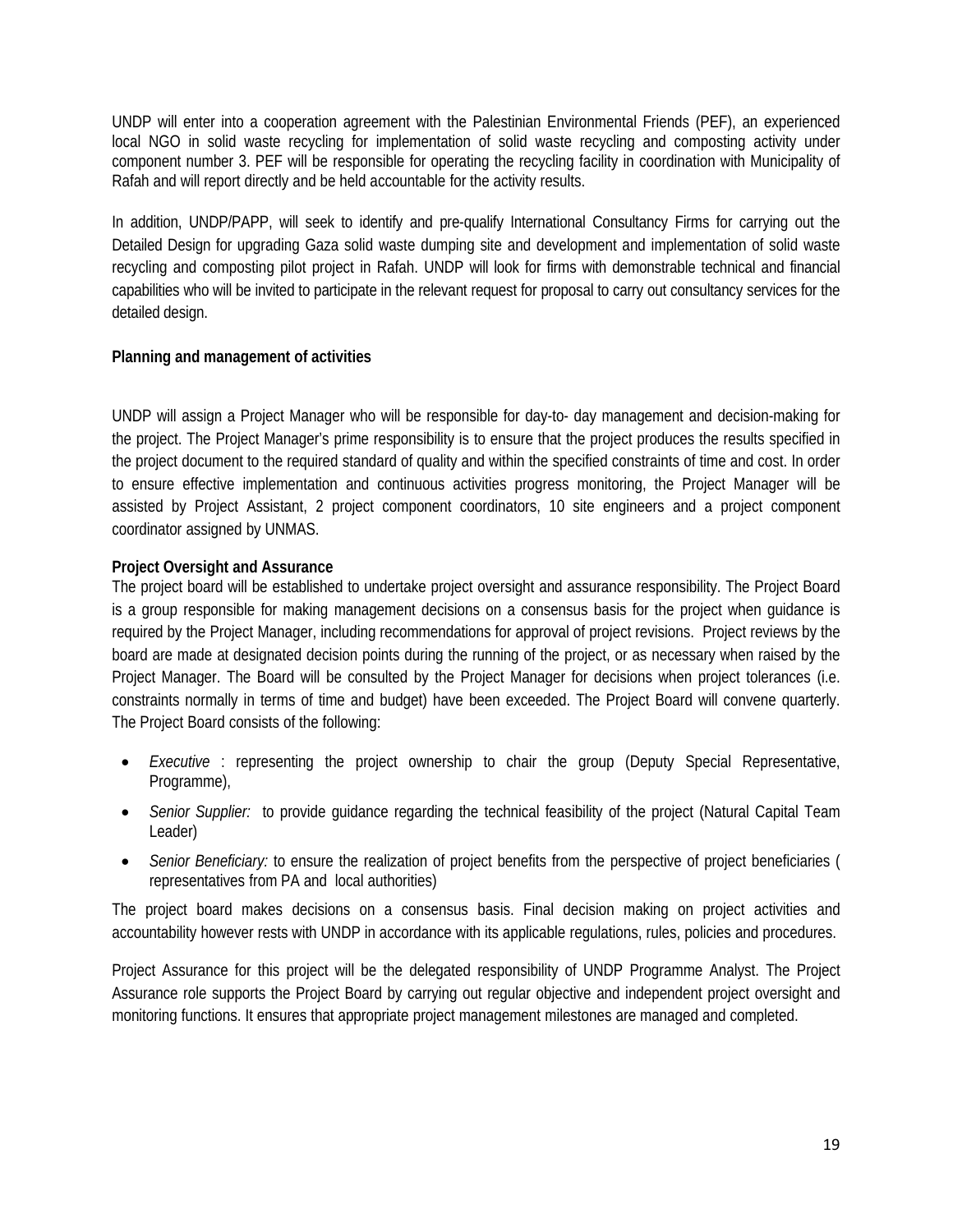UNDP will enter into a cooperation agreement with the Palestinian Environmental Friends (PEF), an experienced local NGO in solid waste recycling for implementation of solid waste recycling and composting activity under component number 3. PEF will be responsible for operating the recycling facility in coordination with Municipality of Rafah and will report directly and be held accountable for the activity results.

In addition, UNDP/PAPP, will seek to identify and pre-qualify International Consultancy Firms for carrying out the Detailed Design for upgrading Gaza solid waste dumping site and development and implementation of solid waste recycling and composting pilot project in Rafah. UNDP will look for firms with demonstrable technical and financial capabilities who will be invited to participate in the relevant request for proposal to carry out consultancy services for the detailed design.

**Planning and management of activities**

UNDP will assign a Project Manager who will be responsible for day-to- day management and decision-making for the project. The Project Manager's prime responsibility is to ensure that the project produces the results specified in the project document to the required standard of quality and within the specified constraints of time and cost. In order to ensure effective implementation and continuous activities progress monitoring, the Project Manager will be assisted by Project Assistant, 2 project component coordinators, 10 site engineers and a project component coordinator assigned by UNMAS.

**Project Oversight and Assurance**

The project board will be established to undertake project oversight and assurance responsibility. The Project Board is a group responsible for making management decisions on a consensus basis for the project when guidance is required by the Project Manager, including recommendations for approval of project revisions. Project reviews by the board are made at designated decision points during the running of the project, or as necessary when raised by the Project Manager. The Board will be consulted by the Project Manager for decisions when project tolerances (i.e. constraints normally in terms of time and budget) have been exceeded. The Project Board will convene quarterly. The Project Board consists of the following:

- *Executive* : representing the project ownership to chair the group (Deputy Special Representative, Programme),
- *Senior Supplier:* to provide guidance regarding the technical feasibility of the project (Natural Capital Team Leader)
- *Senior Beneficiary:* to ensure the realization of project benefits from the perspective of project beneficiaries ( representatives from PA and local authorities)

The project board makes decisions on a consensus basis. Final decision making on project activities and accountability however rests with UNDP in accordance with its applicable regulations, rules, policies and procedures.

Project Assurance for this project will be the delegated responsibility of UNDP Programme Analyst. The Project Assurance role supports the Project Board by carrying out regular objective and independent project oversight and monitoring functions. It ensures that appropriate project management milestones are managed and completed.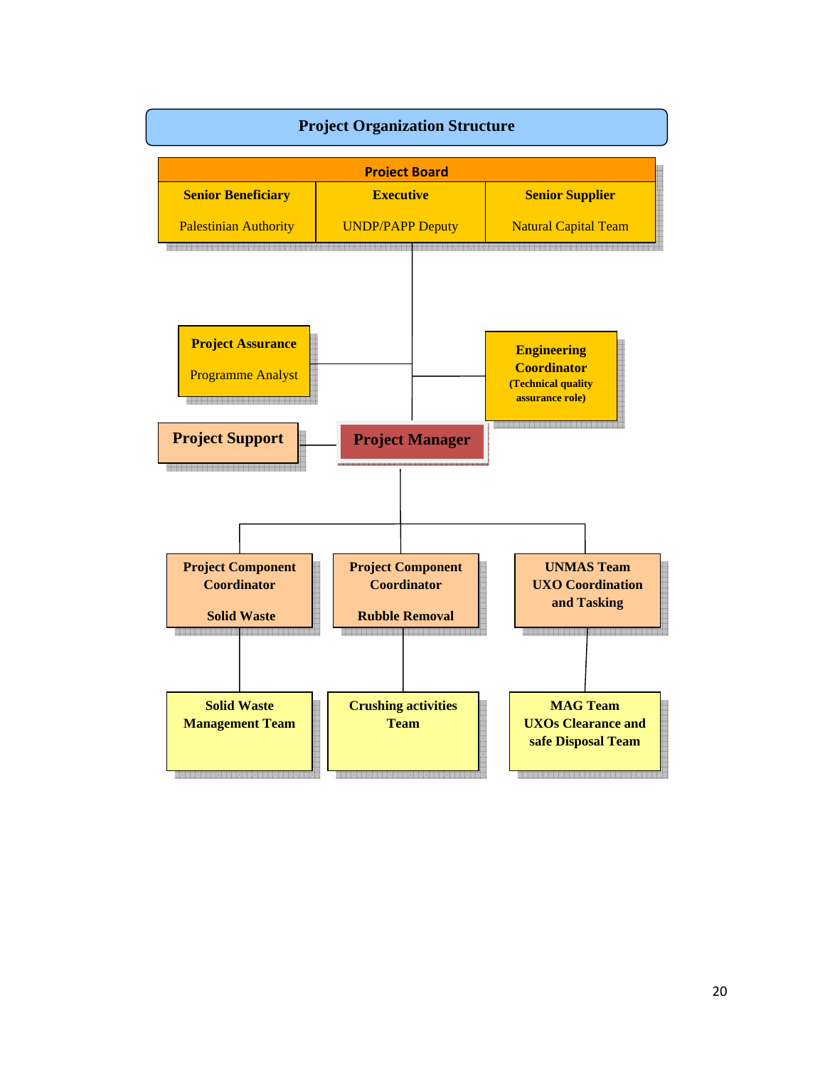## Project Organization Structure

**Project Board**

| **Senior Beneficiary** | **Executive** | **Senior Supplier** |
|---|---|---|
| Palestinian Authority | UNDP/PAPP Deputy | Natural Capital Team |

**Project Assurance**
Programme Analyst

**Engineering Coordinator**
**(Technical quality assurance role)**

**Project Support**

**Project Manager**

**Project Component Coordinator**
**Solid Waste**

**Project Component Coordinator**
**Rubble Removal**

**UNMAS Team UXO Coordination and Tasking**

**Solid Waste Management Team**

**Crushing activities Team**

**MAG Team UXOs Clearance and safe Disposal Team**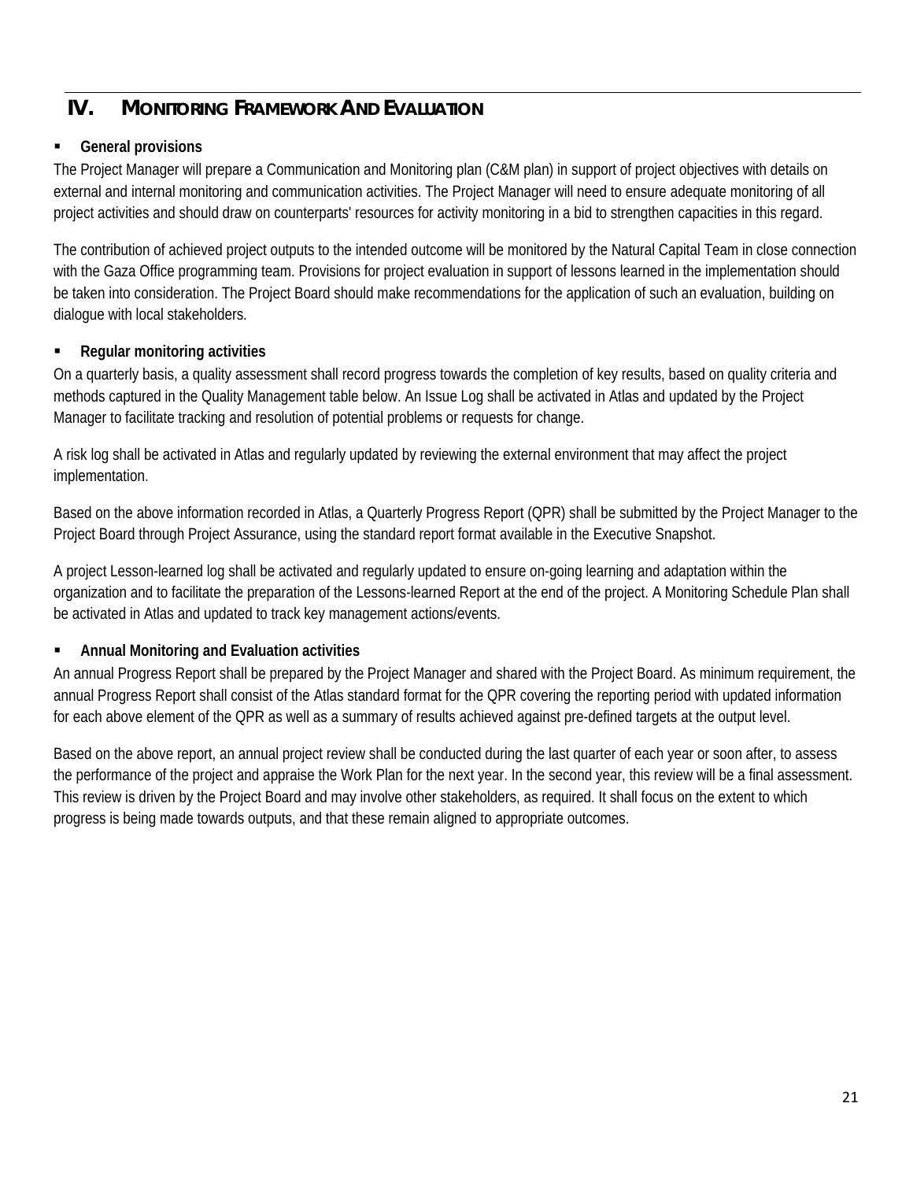# IV. Monitoring Framework And Evaluation

- **General provisions**

The Project Manager will prepare a Communication and Monitoring plan (C&M plan) in support of project objectives with details on external and internal monitoring and communication activities. The Project Manager will need to ensure adequate monitoring of all project activities and should draw on counterparts' resources for activity monitoring in a bid to strengthen capacities in this regard.

The contribution of achieved project outputs to the intended outcome will be monitored by the Natural Capital Team in close connection with the Gaza Office programming team. Provisions for project evaluation in support of lessons learned in the implementation should be taken into consideration. The Project Board should make recommendations for the application of such an evaluation, building on dialogue with local stakeholders.

- **Regular monitoring activities**

On a quarterly basis, a quality assessment shall record progress towards the completion of key results, based on quality criteria and methods captured in the Quality Management table below. An Issue Log shall be activated in Atlas and updated by the Project Manager to facilitate tracking and resolution of potential problems or requests for change.

A risk log shall be activated in Atlas and regularly updated by reviewing the external environment that may affect the project implementation.

Based on the above information recorded in Atlas, a Quarterly Progress Report (QPR) shall be submitted by the Project Manager to the Project Board through Project Assurance, using the standard report format available in the Executive Snapshot.

A project Lesson-learned log shall be activated and regularly updated to ensure on-going learning and adaptation within the organization and to facilitate the preparation of the Lessons-learned Report at the end of the project. A Monitoring Schedule Plan shall be activated in Atlas and updated to track key management actions/events.

- **Annual Monitoring and Evaluation activities**

An annual Progress Report shall be prepared by the Project Manager and shared with the Project Board. As minimum requirement, the annual Progress Report shall consist of the Atlas standard format for the QPR covering the reporting period with updated information for each above element of the QPR as well as a summary of results achieved against pre-defined targets at the output level.

Based on the above report, an annual project review shall be conducted during the last quarter of each year or soon after, to assess the performance of the project and appraise the Work Plan for the next year. In the second year, this review will be a final assessment. This review is driven by the Project Board and may involve other stakeholders, as required. It shall focus on the extent to which progress is being made towards outputs, and that these remain aligned to appropriate outcomes.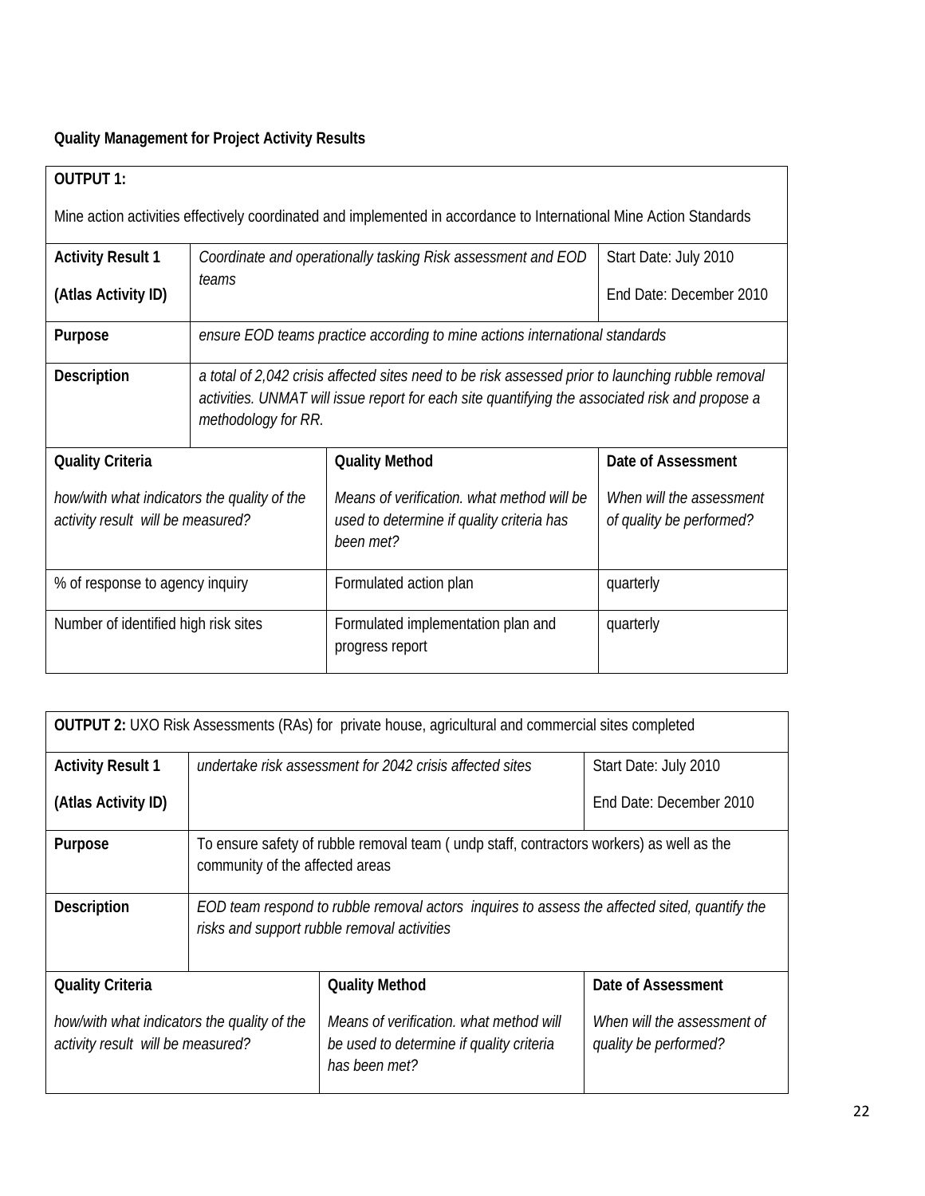**Quality Management for Project Activity Results**

| **OUTPUT 1:** Mine action activities effectively coordinated and implemented in accordance to International Mine Action Standards | | |
|---|---|---|
| **Activity Result 1** (Atlas Activity ID) | *Coordinate and operationally tasking Risk assessment and EOD teams* | Start Date: July 2010 End Date: December 2010 |
| **Purpose** | *ensure EOD teams practice according to mine actions international standards* | |
| **Description** | *a total of 2,042 crisis affected sites need to be risk assessed prior to launching rubble removal activities. UNMAT will issue report for each site quantifying the associated risk and propose a methodology for RR.* | |
| **Quality Criteria** *how/with what indicators the quality of the activity result will be measured?* | **Quality Method** *Means of verification. what method will be used to determine if quality criteria has been met?* | **Date of Assessment** *When will the assessment of quality be performed?* |
| % of response to agency inquiry | Formulated action plan | quarterly |
| Number of identified high risk sites | Formulated implementation plan and progress report | quarterly |

| **OUTPUT 2:** UXO Risk Assessments (RAs) for private house, agricultural and commercial sites completed | | |
|---|---|---|
| **Activity Result 1** (Atlas Activity ID) | *undertake risk assessment for 2042 crisis affected sites* | Start Date: July 2010 End Date: December 2010 |
| **Purpose** | To ensure safety of rubble removal team ( undp staff, contractors workers) as well as the community of the affected areas | |
| **Description** | *EOD team respond to rubble removal actors inquires to assess the affected sited, quantify the risks and support rubble removal activities* | |
| **Quality Criteria** *how/with what indicators the quality of the activity result will be measured?* | **Quality Method** *Means of verification. what method will be used to determine if quality criteria has been met?* | **Date of Assessment** *When will the assessment of quality be performed?* |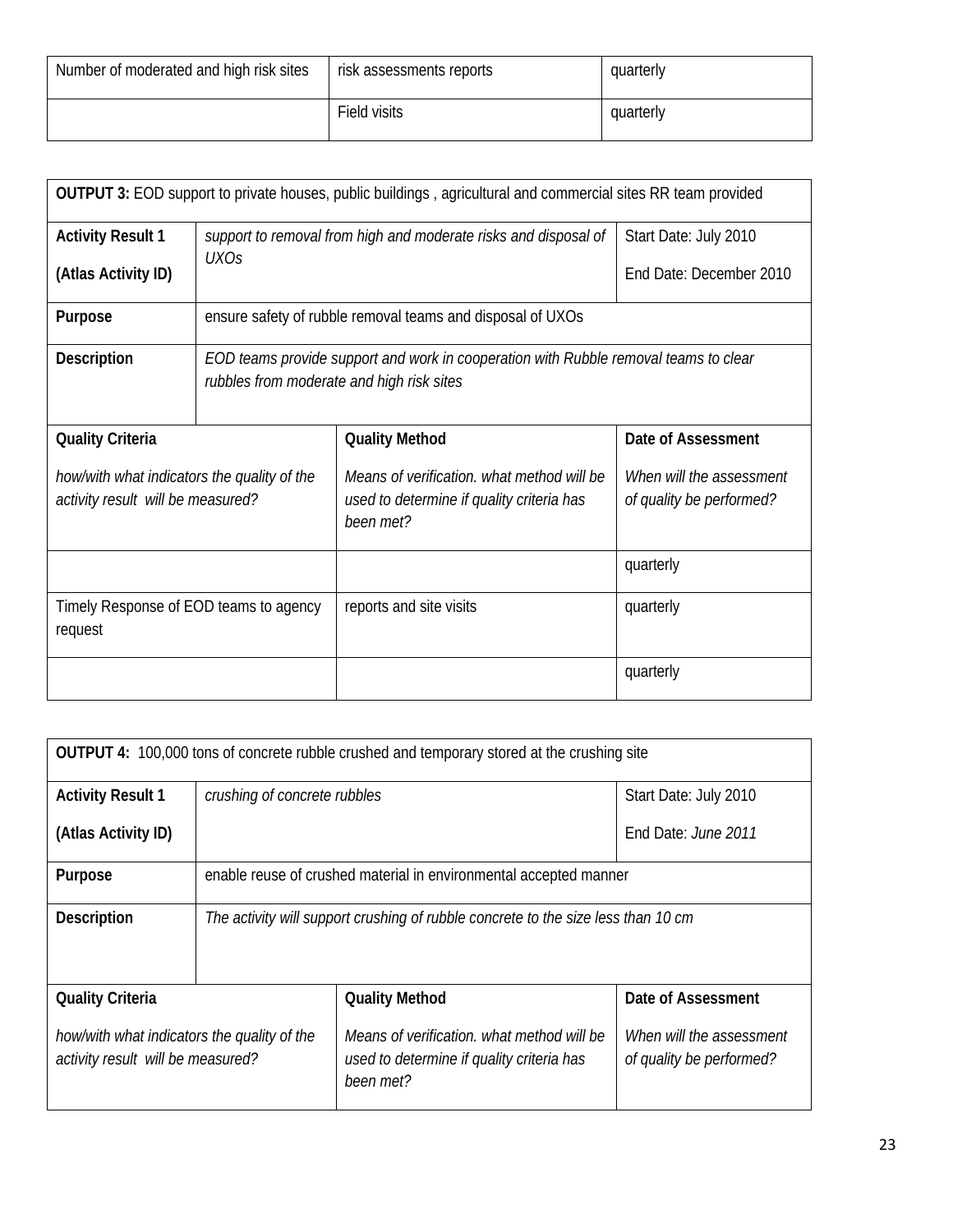| Number of moderated and high risk sites | risk assessments reports | quarterly |
|---|---|---|
| | Field visits | quarterly |

| **OUTPUT 3:** EOD support to private houses, public buildings , agricultural and commercial sites RR team provided | | | |
|---|---|---|---|
| **Activity Result 1**<br><br>**(Atlas Activity ID)** | *support to removal from high and moderate risks and disposal of UXOs* | | Start Date: July 2010<br><br>End Date: December 2010 |
| **Purpose** | ensure safety of rubble removal teams and disposal of UXOs | | |
| **Description** | *EOD teams provide support and work in cooperation with Rubble removal teams to clear rubbles from moderate and high risk sites* | | |
| **Quality Criteria**<br><br>*how/with what indicators the quality of the activity result will be measured?* | | **Quality Method**<br><br>*Means of verification. what method will be used to determine if quality criteria has been met?* | **Date of Assessment**<br><br>*When will the assessment of quality be performed?* |
| | | | quarterly |
| Timely Response of EOD teams to agency request | | reports and site visits | quarterly |
| | | | quarterly |

| **OUTPUT 4:** 100,000 tons of concrete rubble crushed and temporary stored at the crushing site | | | |
|---|---|---|---|
| **Activity Result 1**<br><br>**(Atlas Activity ID)** | *crushing of concrete rubbles* | | Start Date: July 2010<br><br>End Date: *June 2011* |
| **Purpose** | enable reuse of crushed material in environmental accepted manner | | |
| **Description** | *The activity will support crushing of rubble concrete to the size less than 10 cm* | | |
| **Quality Criteria**<br><br>*how/with what indicators the quality of the activity result will be measured?* | | **Quality Method**<br><br>*Means of verification. what method will be used to determine if quality criteria has been met?* | **Date of Assessment**<br><br>*When will the assessment of quality be performed?* |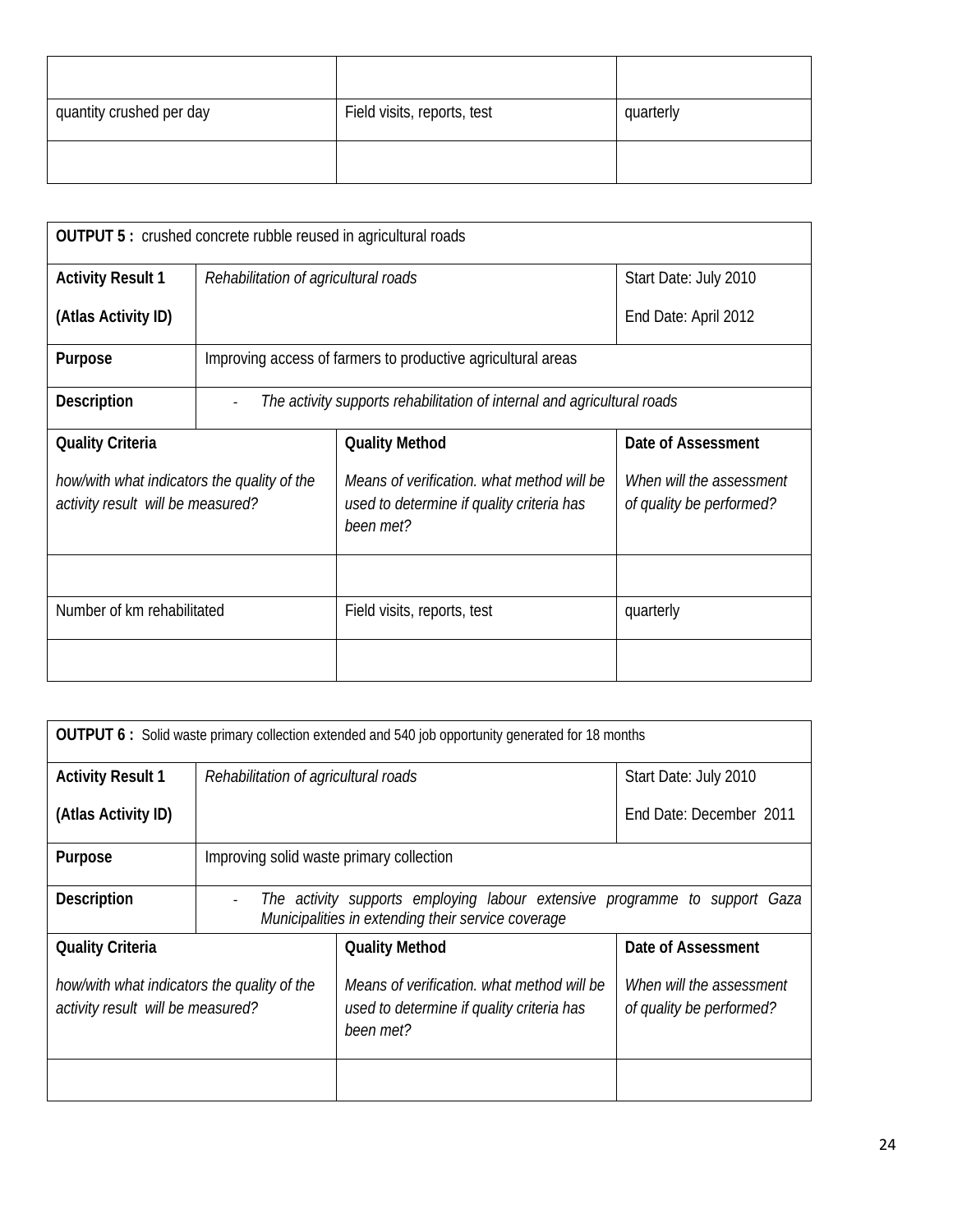| | | |
|---|---|---|
| | | |
| quantity crushed per day | Field visits, reports, test | quarterly |
| | | |

| **OUTPUT 5 :** crushed concrete rubble reused in agricultural roads | | | |
|---|---|---|---|
| **Activity Result 1**<br><br>**(Atlas Activity ID)** | *Rehabilitation of agricultural roads* | | Start Date: July 2010<br><br>End Date: April 2012 |
| **Purpose** | Improving access of farmers to productive agricultural areas | | |
| **Description** | - *The activity supports rehabilitation of internal and agricultural roads* | | |
| **Quality Criteria**<br><br>*how/with what indicators the quality of the activity result will be measured?* | | **Quality Method**<br><br>*Means of verification. what method will be used to determine if quality criteria has been met?* | **Date of Assessment**<br><br>*When will the assessment of quality be performed?* |
| | | | |
| Number of km rehabilitated | | Field visits, reports, test | quarterly |
| | | | |

| **OUTPUT 6 :** Solid waste primary collection extended and 540 job opportunity generated for 18 months | | | |
|---|---|---|---|
| **Activity Result 1**<br><br>**(Atlas Activity ID)** | *Rehabilitation of agricultural roads* | | Start Date: July 2010<br><br>End Date: December 2011 |
| **Purpose** | Improving solid waste primary collection | | |
| **Description** | - *The activity supports employing labour extensive programme to support Gaza Municipalities in extending their service coverage* | | |
| **Quality Criteria**<br><br>*how/with what indicators the quality of the activity result will be measured?* | | **Quality Method**<br><br>*Means of verification. what method will be used to determine if quality criteria has been met?* | **Date of Assessment**<br><br>*When will the assessment of quality be performed?* |
| | | | |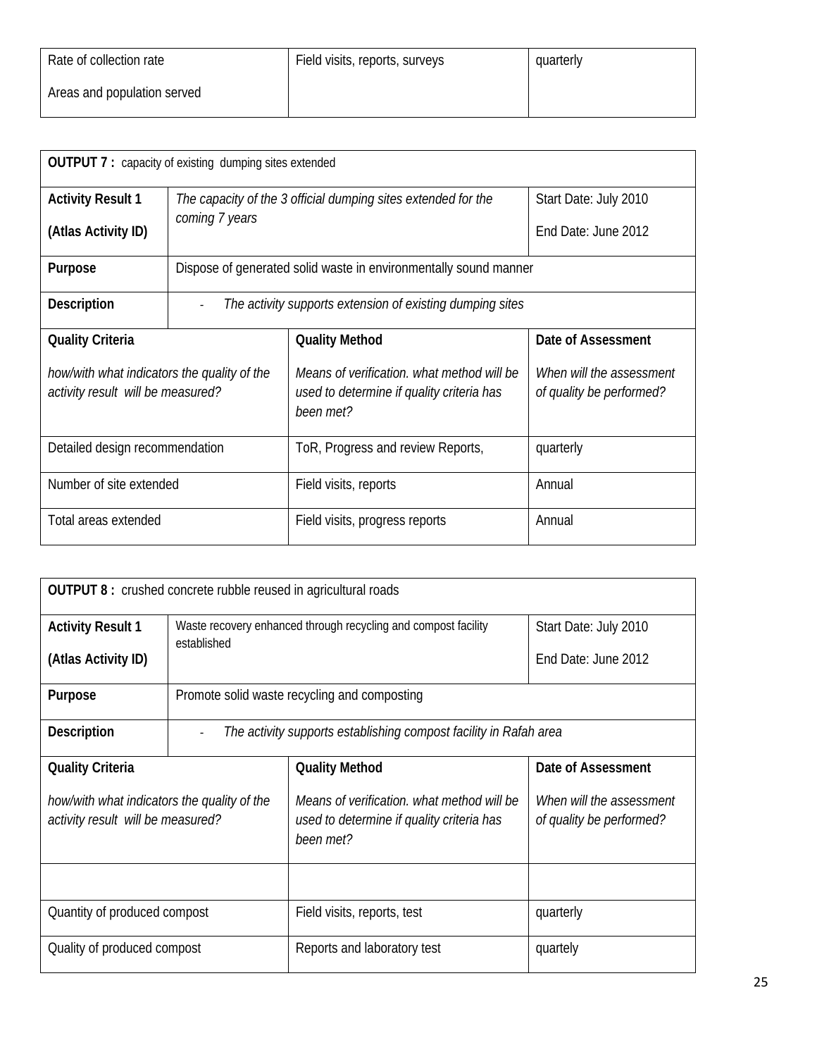| Rate of collection rate<br>Areas and population served | Field visits, reports, surveys | quarterly |
|---|---|---|

| **OUTPUT 7 :** capacity of existing dumping sites extended | | | |
|---|---|---|---|
| **Activity Result 1**<br>**(Atlas Activity ID)** | *The capacity of the 3 official dumping sites extended for the coming 7 years* | | Start Date: July 2010<br>End Date: June 2012 |
| **Purpose** | Dispose of generated solid waste in environmentally sound manner | | |
| **Description** | - *The activity supports extension of existing dumping sites* | | |
| **Quality Criteria**<br>*how/with what indicators the quality of the activity result will be measured?* | | **Quality Method**<br>*Means of verification. what method will be used to determine if quality criteria has been met?* | **Date of Assessment**<br>*When will the assessment of quality be performed?* |
| Detailed design recommendation | | ToR, Progress and review Reports, | quarterly |
| Number of site extended | | Field visits, reports | Annual |
| Total areas extended | | Field visits, progress reports | Annual |

| **OUTPUT 8 :** crushed concrete rubble reused in agricultural roads | | | |
|---|---|---|---|
| **Activity Result 1**<br>**(Atlas Activity ID)** | Waste recovery enhanced through recycling and compost facility established | | Start Date: July 2010<br>End Date: June 2012 |
| **Purpose** | Promote solid waste recycling and composting | | |
| **Description** | - *The activity supports establishing compost facility in Rafah area* | | |
| **Quality Criteria**<br>*how/with what indicators the quality of the activity result will be measured?* | | **Quality Method**<br>*Means of verification. what method will be used to determine if quality criteria has been met?* | **Date of Assessment**<br>*When will the assessment of quality be performed?* |
| | | | |
| Quantity of produced compost | | Field visits, reports, test | quarterly |
| Quality of produced compost | | Reports and laboratory test | quartely |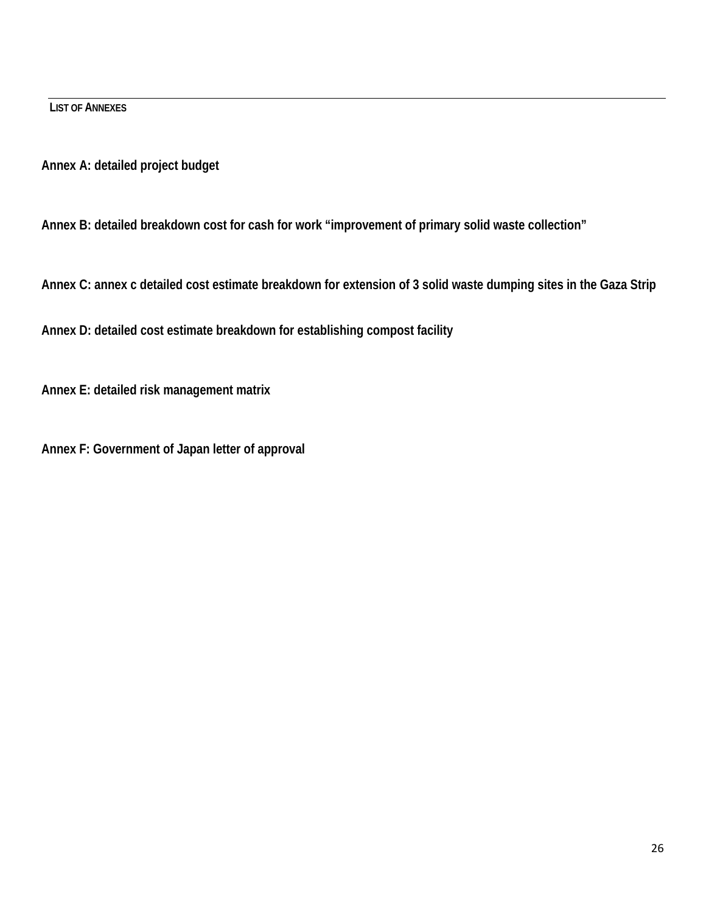## List of Annexes

**Annex A: detailed project budget**

**Annex B: detailed breakdown cost for cash for work “improvement of primary solid waste collection”**

**Annex C: annex c detailed cost estimate breakdown for extension of 3 solid waste dumping sites in the Gaza Strip**

**Annex D: detailed cost estimate breakdown for establishing compost facility**

**Annex E: detailed risk management matrix**

**Annex F: Government of Japan letter of approval**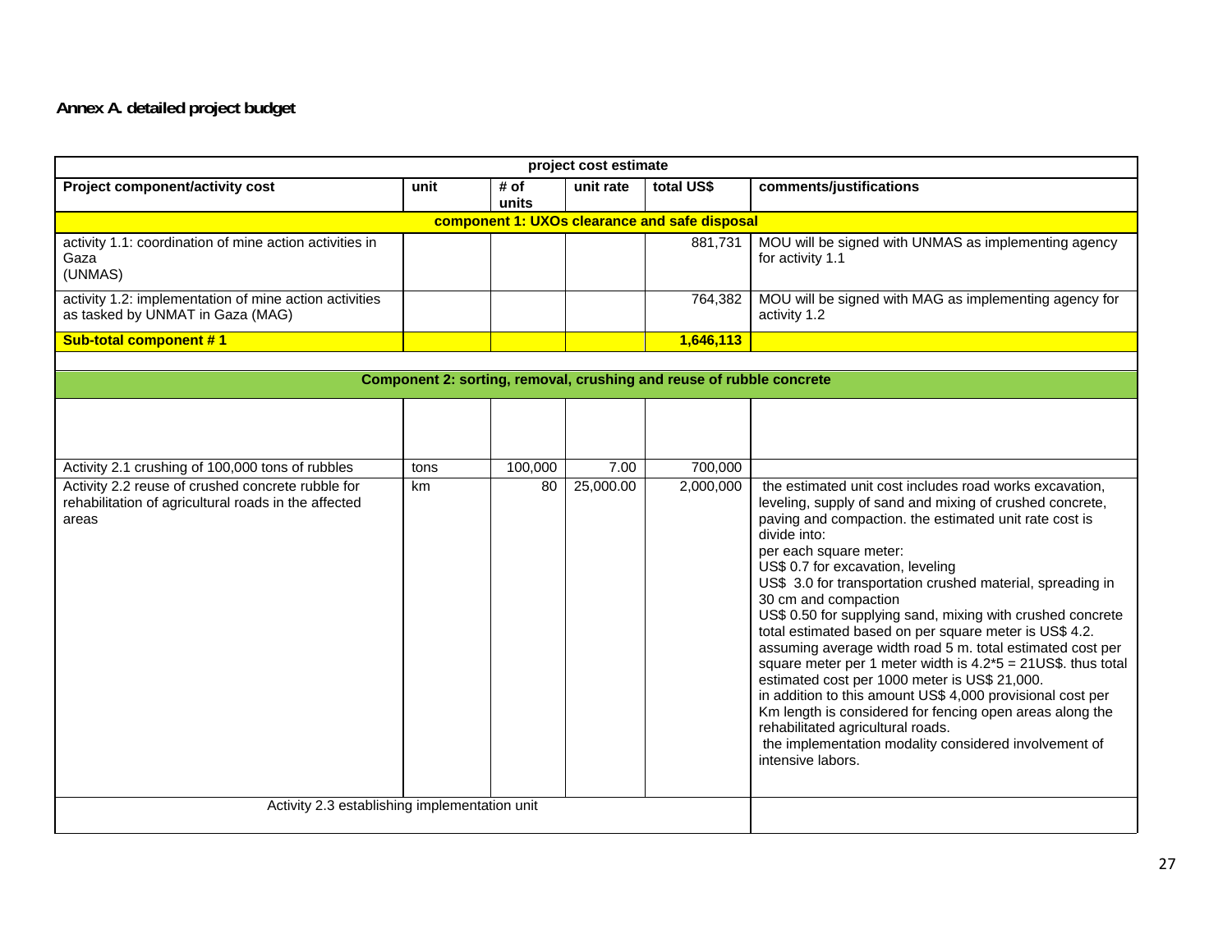**Annex A. detailed project budget**

| project cost estimate | | | | | |
|---|---|---|---|---|---|
| **Project component/activity cost** | **unit** | **# of units** | **unit rate** | **total US$** | **comments/justifications** |
| **component 1: UXOs clearance and safe disposal** | | | | | |
| activity 1.1: coordination of mine action activities in Gaza (UNMAS) | | | | 881,731 | MOU will be signed with UNMAS as implementing agency for activity 1.1 |
| activity 1.2: implementation of mine action activities as tasked by UNMAT in Gaza (MAG) | | | | 764,382 | MOU will be signed with MAG as implementing agency for activity 1.2 |
| **Sub-total component # 1** | | | | **1,646,113** | |
| | | | | | |
| **Component 2: sorting, removal, crushing and reuse of rubble concrete** | | | | | |
| | | | | | |
| Activity 2.1 crushing of 100,000 tons of rubbles | tons | 100,000 | 7.00 | 700,000 | |
| Activity 2.2 reuse of crushed concrete rubble for rehabilitation of agricultural roads in the affected areas | km | 80 | 25,000.00 | 2,000,000 | the estimated unit cost includes road works excavation, leveling, supply of sand and mixing of crushed concrete, paving and compaction. the estimated unit rate cost is divide into: per each square meter: US$ 0.7 for excavation, leveling US$ 3.0 for transportation crushed material, spreading in 30 cm and compaction US$ 0.50 for supplying sand, mixing with crushed concrete total estimated based on per square meter is US$ 4.2. assuming average width road 5 m. total estimated cost per square meter per 1 meter width is 4.2*5 = 21US$. thus total estimated cost per 1000 meter is US$ 21,000. in addition to this amount US$ 4,000 provisional cost per Km length is considered for fencing open areas along the rehabilitated agricultural roads. the implementation modality considered involvement of intensive labors. |
| Activity 2.3 establishing implementation unit | | | | | |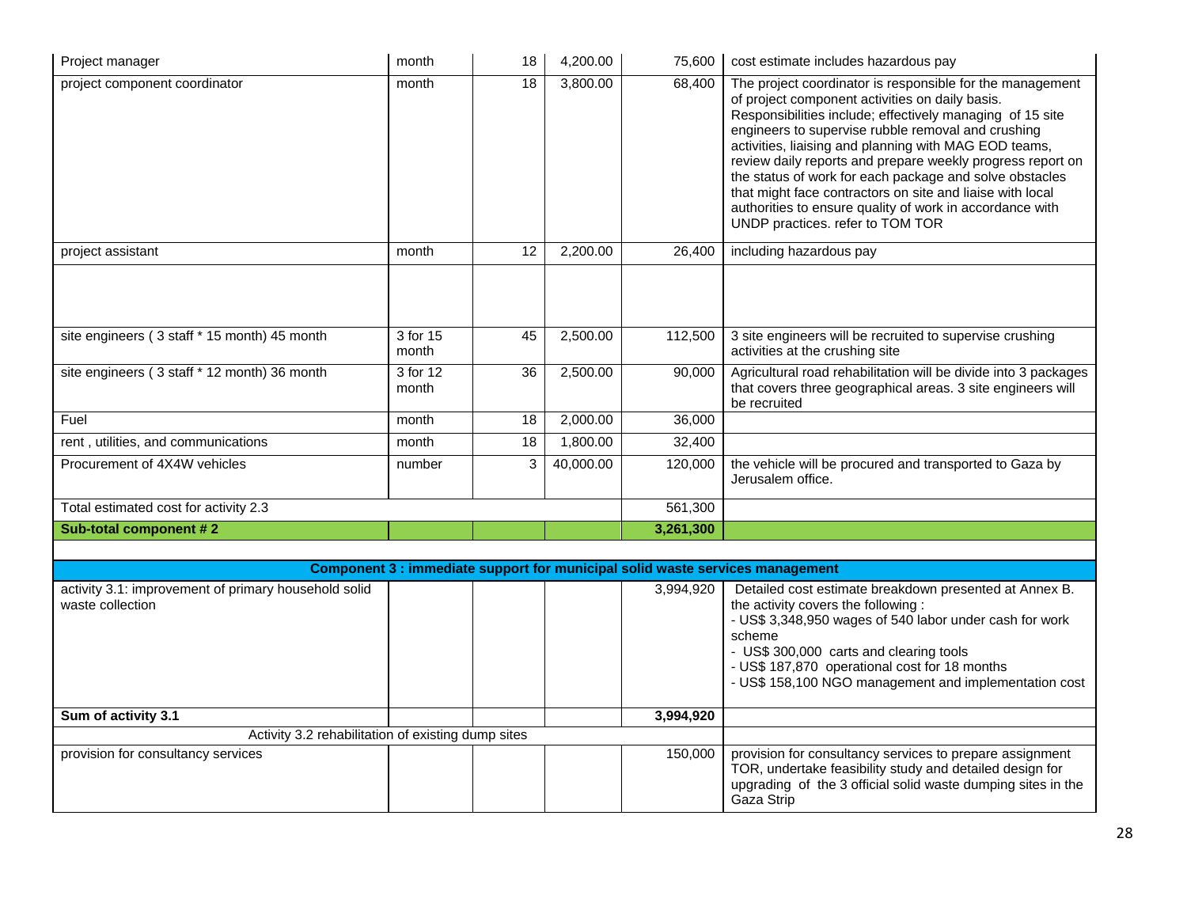| Project manager | month | 18 | 4,200.00 | 75,600 | cost estimate includes hazardous pay |
|---|---|---|---|---|---|
| project component coordinator | month | 18 | 3,800.00 | 68,400 | The project coordinator is responsible for the management of project component activities on daily basis. Responsibilities include; effectively managing of 15 site engineers to supervise rubble removal and crushing activities, liaising and planning with MAG EOD teams, review daily reports and prepare weekly progress report on the status of work for each package and solve obstacles that might face contractors on site and liaise with local authorities to ensure quality of work in accordance with UNDP practices. refer to TOM TOR |
| project assistant | month | 12 | 2,200.00 | 26,400 | including hazardous pay |
| | | | | | |
| site engineers ( 3 staff * 15 month) 45 month | 3 for 15 month | 45 | 2,500.00 | 112,500 | 3 site engineers will be recruited to supervise crushing activities at the crushing site |
| site engineers ( 3 staff * 12 month) 36 month | 3 for 12 month | 36 | 2,500.00 | 90,000 | Agricultural road rehabilitation will be divide into 3 packages that covers three geographical areas. 3 site engineers will be recruited |
| Fuel | month | 18 | 2,000.00 | 36,000 | |
| rent , utilities, and communications | month | 18 | 1,800.00 | 32,400 | |
| Procurement of 4X4W vehicles | number | 3 | 40,000.00 | 120,000 | the vehicle will be procured and transported to Gaza by Jerusalem office. |
| Total estimated cost for activity 2.3 | | | | 561,300 | |
| **Sub-total component # 2** | | | | **3,261,300** | |
| | | | | | |
| **Component 3 : immediate support for municipal solid waste services management** | | | | | |
| activity 3.1: improvement of primary household solid waste collection | | | | 3,994,920 | Detailed cost estimate breakdown presented at Annex B. the activity covers the following :<br>- US$ 3,348,950 wages of 540 labor under cash for work scheme<br>- US$ 300,000 carts and clearing tools<br>- US$ 187,870 operational cost for 18 months<br>- US$ 158,100 NGO management and implementation cost |
| **Sum of activity 3.1** | | | | **3,994,920** | |
| Activity 3.2 rehabilitation of existing dump sites | | | | | |
| provision for consultancy services | | | | 150,000 | provision for consultancy services to prepare assignment TOR, undertake feasibility study and detailed design for upgrading of the 3 official solid waste dumping sites in the Gaza Strip |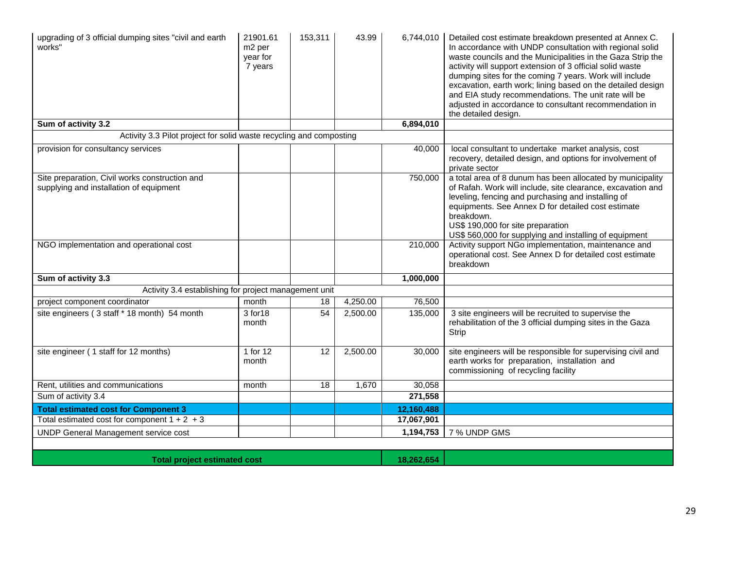| | | | | | |
|---|---|---|---|---|---|
| upgrading of 3 official dumping sites "civil and earth works" | 21901.61 m2 per year for 7 years | 153,311 | 43.99 | 6,744,010 | Detailed cost estimate breakdown presented at Annex C. In accordance with UNDP consultation with regional solid waste councils and the Municipalities in the Gaza Strip the activity will support extension of 3 official solid waste dumping sites for the coming 7 years. Work will include excavation, earth work; lining based on the detailed design and EIA study recommendations. The unit rate will be adjusted in accordance to consultant recommendation in the detailed design. |
| **Sum of activity 3.2** | | | | **6,894,010** | |
| Activity 3.3 Pilot project for solid waste recycling and composting | | | | | |
| provision for consultancy services | | | | 40,000 | local consultant to undertake market analysis, cost recovery, detailed design, and options for involvement of private sector |
| Site preparation, Civil works construction and supplying and installation of equipment | | | | 750,000 | a total area of 8 dunum has been allocated by municipality of Rafah. Work will include, site clearance, excavation and leveling, fencing and purchasing and installing of equipments. See Annex D for detailed cost estimate breakdown.<br>US$ 190,000 for site preparation<br>US$ 560,000 for supplying and installing of equipment |
| NGO implementation and operational cost | | | | 210,000 | Activity support NGo implementation, maintenance and operational cost. See Annex D for detailed cost estimate breakdown |
| **Sum of activity 3.3** | | | | **1,000,000** | |
| Activity 3.4 establishing for project management unit | | | | | |
| project component coordinator | month | 18 | 4,250.00 | 76,500 | |
| site engineers ( 3 staff * 18 month) 54 month | 3 for18 month | 54 | 2,500.00 | 135,000 | 3 site engineers will be recruited to supervise the rehabilitation of the 3 official dumping sites in the Gaza Strip |
| site engineer ( 1 staff for 12 months) | 1 for 12 month | 12 | 2,500.00 | 30,000 | site engineers will be responsible for supervising civil and earth works for preparation, installation and commissioning of recycling facility |
| Rent, utilities and communications | month | 18 | 1,670 | 30,058 | |
| Sum of activity 3.4 | | | | **271,558** | |
| **Total estimated cost for Component 3** | | | | **12,160,488** | |
| Total estimated cost for component 1 + 2 + 3 | | | | **17,067,901** | |
| UNDP General Management service cost | | | | **1,194,753** | 7 % UNDP GMS |
| | | | | | |
| **Total project estimated cost** | | | | **18,262,654** | |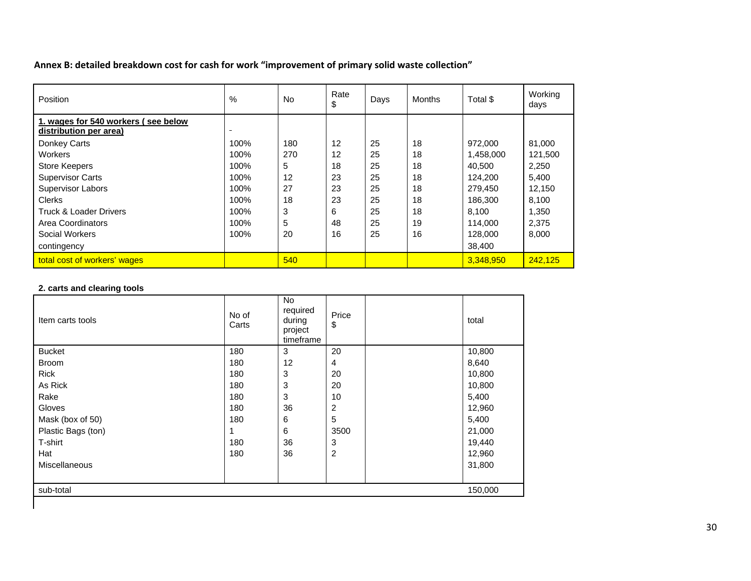**Annex B: detailed breakdown cost for cash for work "improvement of primary solid waste collection"**

| Position | % | No | Rate $ | Days | Months | Total $ | Working days |
|---|---|---|---|---|---|---|---|
| **1. wages for 540 workers ( see below distribution per area)** | - | | | | | | |
| Donkey Carts | 100% | 180 | 12 | 25 | 18 | 972,000 | 81,000 |
| Workers | 100% | 270 | 12 | 25 | 18 | 1,458,000 | 121,500 |
| Store Keepers | 100% | 5 | 18 | 25 | 18 | 40,500 | 2,250 |
| Supervisor Carts | 100% | 12 | 23 | 25 | 18 | 124,200 | 5,400 |
| Supervisor Labors | 100% | 27 | 23 | 25 | 18 | 279,450 | 12,150 |
| Clerks | 100% | 18 | 23 | 25 | 18 | 186,300 | 8,100 |
| Truck & Loader Drivers | 100% | 3 | 6 | 25 | 18 | 8,100 | 1,350 |
| Area Coordinators | 100% | 5 | 48 | 25 | 19 | 114,000 | 2,375 |
| Social Workers | 100% | 20 | 16 | 25 | 16 | 128,000 | 8,000 |
| contingency | | | | | | 38,400 | |
| total cost of workers' wages | | 540 | | | | 3,348,950 | 242,125 |

**2. carts and clearing tools**

| Item carts tools | No of Carts | No required during project timeframe | Price $ | | total |
|---|---|---|---|---|---|
| Bucket | 180 | 3 | 20 | | 10,800 |
| Broom | 180 | 12 | 4 | | 8,640 |
| Rick | 180 | 3 | 20 | | 10,800 |
| As Rick | 180 | 3 | 20 | | 10,800 |
| Rake | 180 | 3 | 10 | | 5,400 |
| Gloves | 180 | 36 | 2 | | 12,960 |
| Mask (box of 50) | 180 | 6 | 5 | | 5,400 |
| Plastic Bags (ton) | 1 | 6 | 3500 | | 21,000 |
| T-shirt | 180 | 36 | 3 | | 19,440 |
| Hat | 180 | 36 | 2 | | 12,960 |
| Miscellaneous | | | | | 31,800 |
| sub-total | | | | | 150,000 |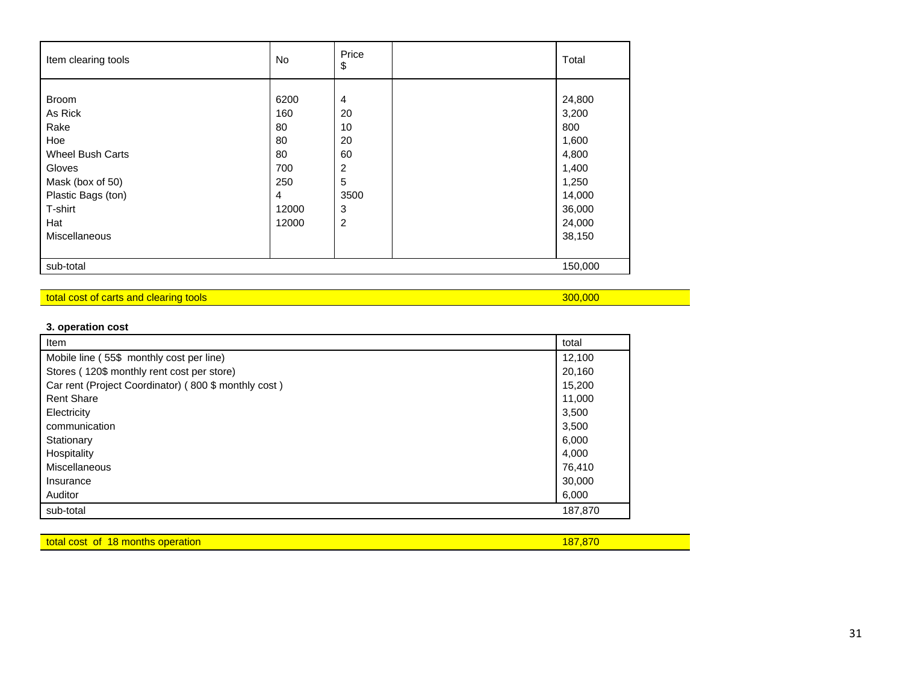| Item clearing tools | No | Price $ | | Total |
|---|---|---|---|---|
| Broom | 6200 | 4 | | 24,800 |
| As Rick | 160 | 20 | | 3,200 |
| Rake | 80 | 10 | | 800 |
| Hoe | 80 | 20 | | 1,600 |
| Wheel Bush Carts | 80 | 60 | | 4,800 |
| Gloves | 700 | 2 | | 1,400 |
| Mask (box of 50) | 250 | 5 | | 1,250 |
| Plastic Bags (ton) | 4 | 3500 | | 14,000 |
| T-shirt | 12000 | 3 | | 36,000 |
| Hat | 12000 | 2 | | 24,000 |
| Miscellaneous | | | | 38,150 |
| sub-total | | | | 150,000 |

| total cost of carts and clearing tools | 300,000 |
|---|---|

**3. operation cost**

| Item | total |
|---|---|
| Mobile line ( 55$ monthly cost per line) | 12,100 |
| Stores ( 120$ monthly rent cost per store) | 20,160 |
| Car rent (Project Coordinator) ( 800 $ monthly cost ) | 15,200 |
| Rent Share | 11,000 |
| Electricity | 3,500 |
| communication | 3,500 |
| Stationary | 6,000 |
| Hospitality | 4,000 |
| Miscellaneous | 76,410 |
| Insurance | 30,000 |
| Auditor | 6,000 |
| sub-total | 187,870 |

| total cost of 18 months operation | 187,870 |
|---|---|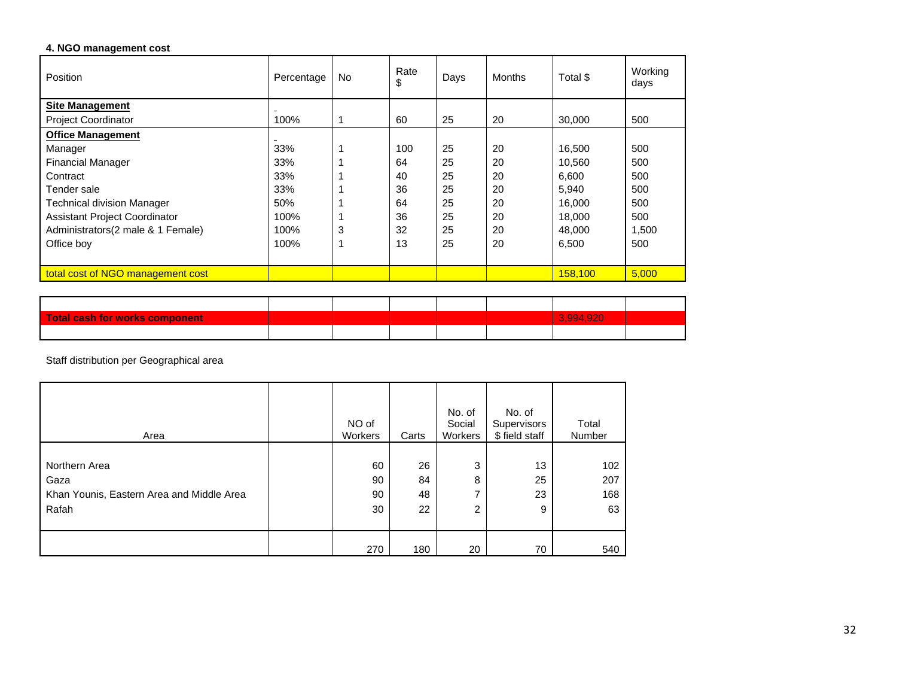**4. NGO management cost**

| Position | Percentage | No | Rate $ | Days | Months | Total $ | Working days |
|---|---|---|---|---|---|---|---|
| **Site Management** | | | | | | | |
| Project Coordinator | 100% | 1 | 60 | 25 | 20 | 30,000 | 500 |
| **Office Management** | | | | | | | |
| Manager | 33% | 1 | 100 | 25 | 20 | 16,500 | 500 |
| Financial Manager | 33% | 1 | 64 | 25 | 20 | 10,560 | 500 |
| Contract | 33% | 1 | 40 | 25 | 20 | 6,600 | 500 |
| Tender sale | 33% | 1 | 36 | 25 | 20 | 5,940 | 500 |
| Technical division Manager | 50% | 1 | 64 | 25 | 20 | 16,000 | 500 |
| Assistant Project Coordinator | 100% | 1 | 36 | 25 | 20 | 18,000 | 500 |
| Administrators(2 male & 1 Female) | 100% | 3 | 32 | 25 | 20 | 48,000 | 1,500 |
| Office boy | 100% | 1 | 13 | 25 | 20 | 6,500 | 500 |
| total cost of NGO management cost | | | | | | 158,100 | 5,000 |

| | | | | | | | |
|---|---|---|---|---|---|---|---|
| **Total cash for works component** | | | | | | 3,994,920 | |

Staff distribution per Geographical area

| Area | | NO of Workers | Carts | No. of Social Workers | No. of Supervisors $ field staff | Total Number |
|---|---|---|---|---|---|---|
| Northern Area | | 60 | 26 | 3 | 13 | 102 |
| Gaza | | 90 | 84 | 8 | 25 | 207 |
| Khan Younis, Eastern Area and Middle Area | | 90 | 48 | 7 | 23 | 168 |
| Rafah | | 30 | 22 | 2 | 9 | 63 |
| | | 270 | 180 | 20 | 70 | 540 |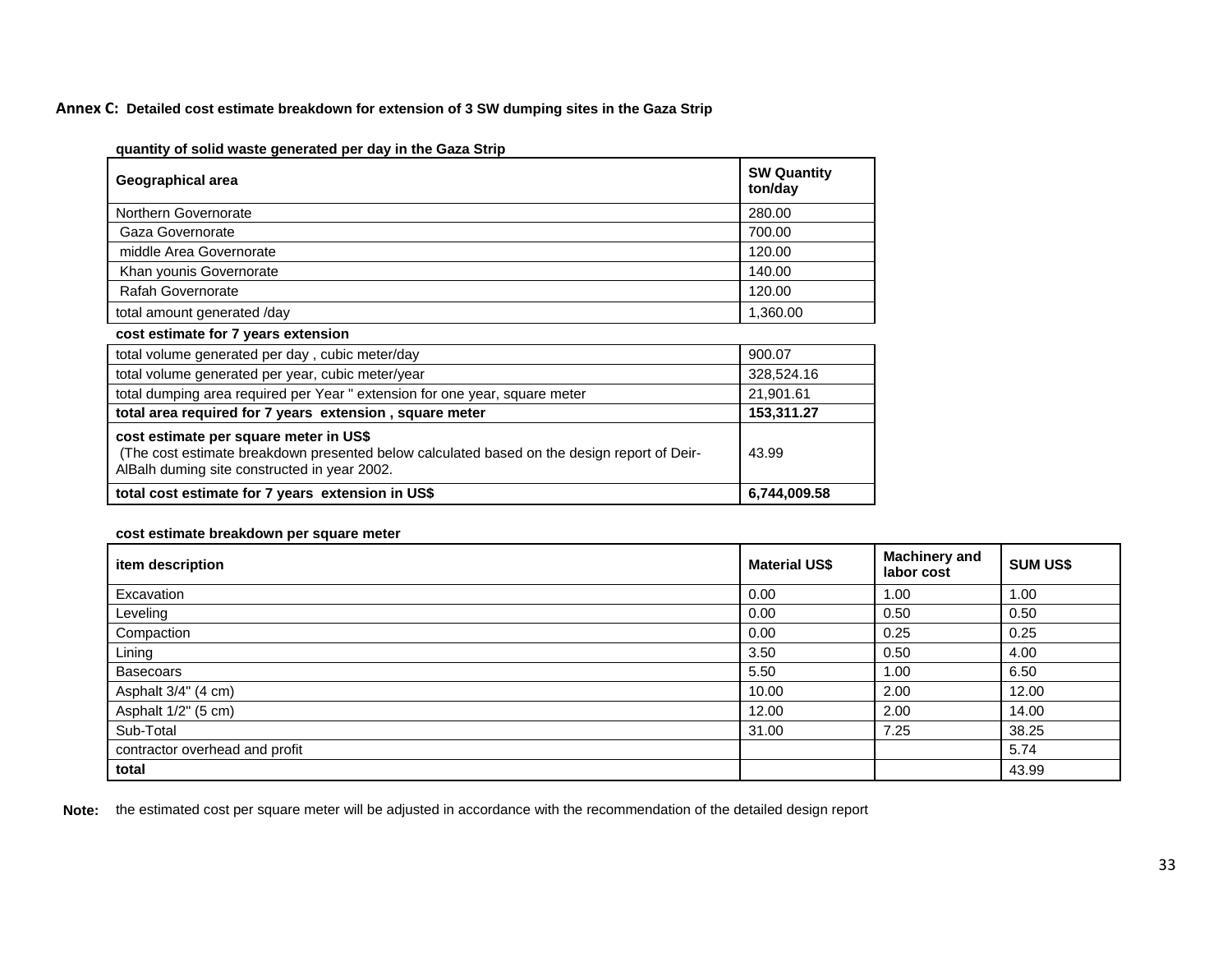**Annex C: Detailed cost estimate breakdown for extension of 3 SW dumping sites in the Gaza Strip**

**quantity of solid waste generated per day in the Gaza Strip**

| Geographical area | SW Quantity ton/day |
|---|---|
| Northern Governorate | 280.00 |
| Gaza Governorate | 700.00 |
| middle Area Governorate | 120.00 |
| Khan younis Governorate | 140.00 |
| Rafah Governorate | 120.00 |
| total amount generated /day | 1,360.00 |

**cost estimate for 7 years extension**

| | |
|---|---|
| total volume generated per day , cubic meter/day | 900.07 |
| total volume generated per year, cubic meter/year | 328,524.16 |
| total dumping area required per Year " extension for one year, square meter | 21,901.61 |
| **total area required for 7 years extension , square meter** | **153,311.27** |
| **cost estimate per square meter in US$** (The cost estimate breakdown presented below calculated based on the design report of Deir-AlBalh duming site constructed in year 2002. | 43.99 |
| **total cost estimate for 7 years extension in US$** | **6,744,009.58** |

**cost estimate breakdown per square meter**

| item description | Material US$ | Machinery and labor cost | SUM US$ |
|---|---|---|---|
| Excavation | 0.00 | 1.00 | 1.00 |
| Leveling | 0.00 | 0.50 | 0.50 |
| Compaction | 0.00 | 0.25 | 0.25 |
| Lining | 3.50 | 0.50 | 4.00 |
| Basecoars | 5.50 | 1.00 | 6.50 |
| Asphalt 3/4" (4 cm) | 10.00 | 2.00 | 12.00 |
| Asphalt 1/2" (5 cm) | 12.00 | 2.00 | 14.00 |
| Sub-Total | 31.00 | 7.25 | 38.25 |
| contractor overhead and profit | | | 5.74 |
| **total** | | | 43.99 |

**Note:** the estimated cost per square meter will be adjusted in accordance with the recommendation of the detailed design report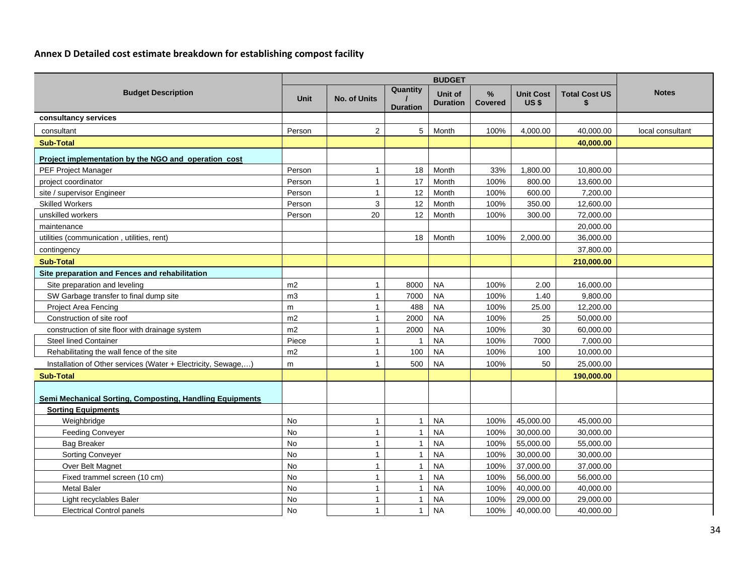**Annex D Detailed cost estimate breakdown for establishing compost facility**

| Budget Description | BUDGET | | | | | | | Notes |
|---|---|---|---|---|---|---|---|---|
| | Unit | No. of Units | Quantity / Duration | Unit of Duration | % Covered | Unit Cost US $ | Total Cost US $ | |
| **consultancy services** | | | | | | | | |
| consultant | Person | 2 | 5 | Month | 100% | 4,000.00 | 40,000.00 | local consultant |
| **Sub-Total** | | | | | | | **40,000.00** | |
| **Project implementation by the NGO and operation cost** | | | | | | | | |
| PEF Project Manager | Person | 1 | 18 | Month | 33% | 1,800.00 | 10,800.00 | |
| project coordinator | Person | 1 | 17 | Month | 100% | 800.00 | 13,600.00 | |
| site / supervisor Engineer | Person | 1 | 12 | Month | 100% | 600.00 | 7,200.00 | |
| Skilled Workers | Person | 3 | 12 | Month | 100% | 350.00 | 12,600.00 | |
| unskilled workers | Person | 20 | 12 | Month | 100% | 300.00 | 72,000.00 | |
| maintenance | | | | | | | 20,000.00 | |
| utilities (communication , utilities, rent) | | | 18 | Month | 100% | 2,000.00 | 36,000.00 | |
| contingency | | | | | | | 37,800.00 | |
| **Sub-Total** | | | | | | | **210,000.00** | |
| **Site preparation and Fences and rehabilitation** | | | | | | | | |
| Site preparation and leveling | m2 | 1 | 8000 | NA | 100% | 2.00 | 16,000.00 | |
| SW Garbage transfer to final dump site | m3 | 1 | 7000 | NA | 100% | 1.40 | 9,800.00 | |
| Project Area Fencing | m | 1 | 488 | NA | 100% | 25.00 | 12,200.00 | |
| Construction of site roof | m2 | 1 | 2000 | NA | 100% | 25 | 50,000.00 | |
| construction of site floor with drainage system | m2 | 1 | 2000 | NA | 100% | 30 | 60,000.00 | |
| Steel lined Container | Piece | 1 | 1 | NA | 100% | 7000 | 7,000.00 | |
| Rehabilitating the wall fence of the site | m2 | 1 | 100 | NA | 100% | 100 | 10,000.00 | |
| Installation of Other services (Water + Electricity, Sewage,…) | m | 1 | 500 | NA | 100% | 50 | 25,000.00 | |
| **Sub-Total** | | | | | | | **190,000.00** | |
| **Semi Mechanical Sorting, Composting, Handling Equipments** | | | | | | | | |
| **Sorting Equipments** | | | | | | | | |
| Weighbridge | No | 1 | 1 | NA | 100% | 45,000.00 | 45,000.00 | |
| Feeding Conveyer | No | 1 | 1 | NA | 100% | 30,000.00 | 30,000.00 | |
| Bag Breaker | No | 1 | 1 | NA | 100% | 55,000.00 | 55,000.00 | |
| Sorting Conveyer | No | 1 | 1 | NA | 100% | 30,000.00 | 30,000.00 | |
| Over Belt Magnet | No | 1 | 1 | NA | 100% | 37,000.00 | 37,000.00 | |
| Fixed trammel screen (10 cm) | No | 1 | 1 | NA | 100% | 56,000.00 | 56,000.00 | |
| Metal Baler | No | 1 | 1 | NA | 100% | 40,000.00 | 40,000.00 | |
| Light recyclables Baler | No | 1 | 1 | NA | 100% | 29,000.00 | 29,000.00 | |
| Electrical Control panels | No | 1 | 1 | NA | 100% | 40,000.00 | 40,000.00 | |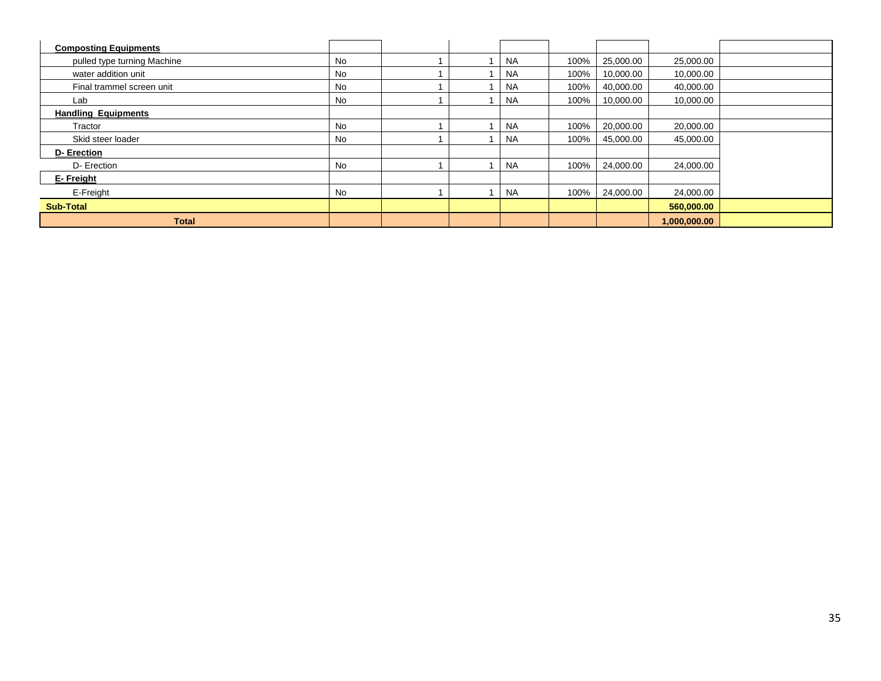| | | | | | | | | |
|---|---|---|---|---|---|---|---|---|
| **Composting Equipments** | | | | | | | | |
| pulled type turning Machine | No | 1 | 1 | NA | 100% | 25,000.00 | 25,000.00 | |
| water addition unit | No | 1 | 1 | NA | 100% | 10,000.00 | 10,000.00 | |
| Final trammel screen unit | No | 1 | 1 | NA | 100% | 40,000.00 | 40,000.00 | |
| Lab | No | 1 | 1 | NA | 100% | 10,000.00 | 10,000.00 | |
| **Handling Equipments** | | | | | | | | |
| Tractor | No | 1 | 1 | NA | 100% | 20,000.00 | 20,000.00 | |
| Skid steer loader | No | 1 | 1 | NA | 100% | 45,000.00 | 45,000.00 | |
| **D- Erection** | | | | | | | | |
| D- Erection | No | 1 | 1 | NA | 100% | 24,000.00 | 24,000.00 | |
| **E- Freight** | | | | | | | | |
| E-Freight | No | 1 | 1 | NA | 100% | 24,000.00 | 24,000.00 | |
| **Sub-Total** | | | | | | | **560,000.00** | |
| **Total** | | | | | | | **1,000,000.00** | |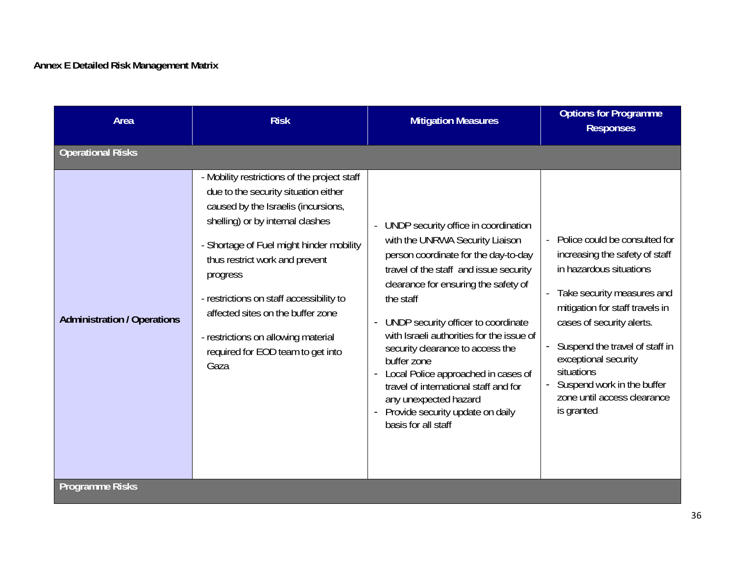**Annex E Detailed Risk Management Matrix**

| Area | Risk | Mitigation Measures | Options for Programme Responses |
|---|---|---|---|
| **Operational Risks** | | | |
| **Administration / Operations** | - Mobility restrictions of the project staff due to the security situation either caused by the Israelis (incursions, shelling) or by internal clashes<br>- Shortage of Fuel might hinder mobility thus restrict work and prevent progress<br>- restrictions on staff accessibility to affected sites on the buffer zone<br>- restrictions on allowing material required for EOD team to get into Gaza | - UNDP security office in coordination with the UNRWA Security Liaison person coordinate for the day-to-day travel of the staff and issue security clearance for ensuring the safety of the staff<br>- UNDP security officer to coordinate with Israeli authorities for the issue of security clearance to access the buffer zone<br>- Local Police approached in cases of travel of international staff and for any unexpected hazard<br>- Provide security update on daily basis for all staff | - Police could be consulted for increasing the safety of staff in hazardous situations<br>- Take security measures and mitigation for staff travels in cases of security alerts.<br>- Suspend the travel of staff in exceptional security situations<br>- Suspend work in the buffer zone until access clearance is granted |
| **Programme Risks** | | | |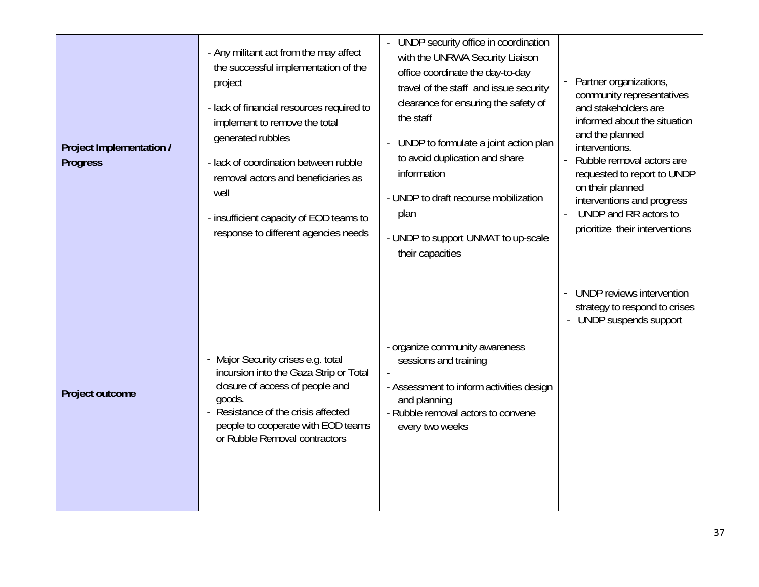| | | | |
|---|---|---|---|
| **Project Implementation / Progress** | - Any militant act from the may affect the successful implementation of the project<br>- lack of financial resources required to implement to remove the total generated rubbles<br>- lack of coordination between rubble removal actors and beneficiaries as well<br>- insufficient capacity of EOD teams to response to different agencies needs | - UNDP security office in coordination with the UNRWA Security Liaison office coordinate the day-to-day travel of the staff and issue security clearance for ensuring the safety of the staff<br>- UNDP to formulate a joint action plan to avoid duplication and share information<br>- UNDP to draft recourse mobilization plan<br>- UNDP to support UNMAT to up-scale their capacities | - Partner organizations, community representatives and stakeholders are informed about the situation and the planned interventions.<br>- Rubble removal actors are requested to report to UNDP on their planned interventions and progress<br>- UNDP and RR actors to prioritize their interventions |
| **Project outcome** | - Major Security crises e.g. total incursion into the Gaza Strip or Total closure of access of people and goods.<br>- Resistance of the crisis affected people to cooperate with EOD teams or Rubble Removal contractors | - organize community awareness sessions and training<br>-<br>- Assessment to inform activities design and planning<br>- Rubble removal actors to convene every two weeks | - UNDP reviews intervention strategy to respond to crises<br>- UNDP suspends support |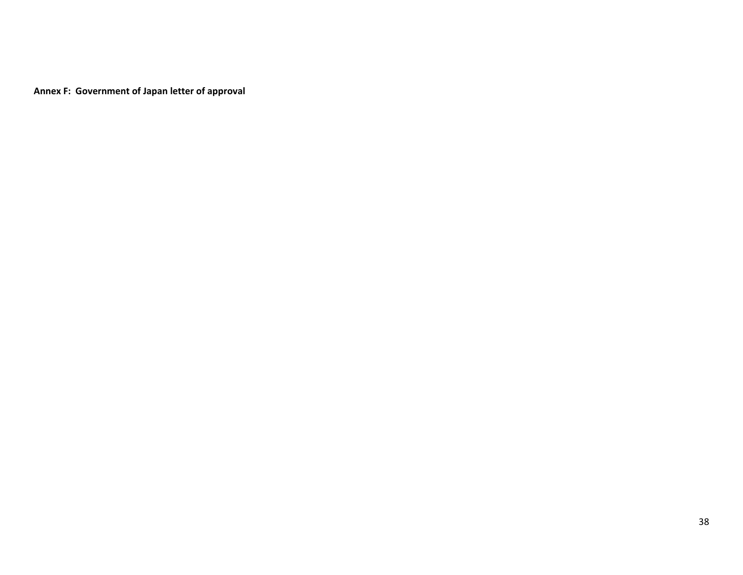**Annex F: Government of Japan letter of approval**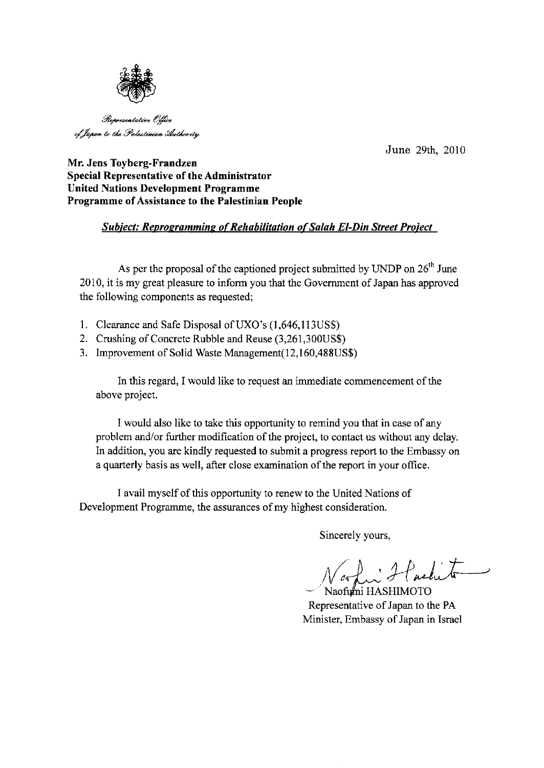*Representative Office of Japan to the Palestinian Authority*

June 29th, 2010

**Mr. Jens Toyberg-Frandzen**
**Special Representative of the Administrator**
**United Nations Development Programme**
**Programme of Assistance to the Palestinian People**

***Subject: Reprogramming of Rehabilitation of Salah El-Din Street Project***

As per the proposal of the captioned project submitted by UNDP on 26th June 2010, it is my great pleasure to inform you that the Government of Japan has approved the following components as requested;

1. Clearance and Safe Disposal of UXO's (1,646,113US$)
2. Crushing of Concrete Rubble and Reuse (3,261,300US$)
3. Improvement of Solid Waste Management(12,160,488US$)

In this regard, I would like to request an immediate commencement of the above project.

I would also like to take this opportunity to remind you that in case of any problem and/or further modification of the project, to contact us without any delay. In addition, you are kindly requested to submit a progress report to the Embassy on a quarterly basis as well, after close examination of the report in your office.

I avail myself of this opportunity to renew to the United Nations of Development Programme, the assurances of my highest consideration.

Sincerely yours,

Naofumi HASHIMOTO
Representative of Japan to the PA
Minister, Embassy of Japan in Israel